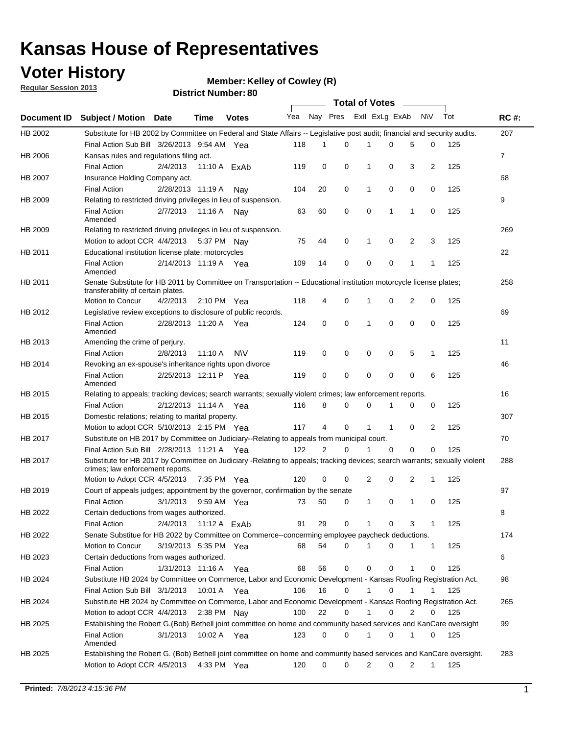# Kansas House of Representatives

## Voter History

**Regular Session 2013**

**Member: Kelley of Cowley (R)**

**District Number: 80**

| Document ID | Subject / Motion | Date | Time | Votes | Yea | Nay | Pres | ExII | ExLg | ExAb | N\V | Tot | RC #: |
|---|---|---|---|---|---|---|---|---|---|---|---|---|---|
| HB 2002 | Substitute for HB 2002 by Committee on Federal and State Affairs -- Legislative post audit; financial and security audits. | | | | | | | | | | | | 207 |
| | Final Action Sub Bill | 3/26/2013 | 9:54 AM | Yea | 118 | 1 | 0 | 1 | 0 | 5 | 0 | 125 | |
| HB 2006 | Kansas rules and regulations filing act. | | | | | | | | | | | | 7 |
| | Final Action | 2/4/2013 | 11:10 A | ExAb | 119 | 0 | 0 | 1 | 0 | 3 | 2 | 125 | |
| HB 2007 | Insurance Holding Company act. | | | | | | | | | | | | 68 |
| | Final Action | 2/28/2013 | 11:19 A | Nay | 104 | 20 | 0 | 1 | 0 | 0 | 0 | 125 | |
| HB 2009 | Relating to restricted driving privileges in lieu of suspension. | | | | | | | | | | | | 9 |
| | Final Action Amended | 2/7/2013 | 11:16 A | Nay | 63 | 60 | 0 | 0 | 1 | 1 | 0 | 125 | |
| HB 2009 | Relating to restricted driving privileges in lieu of suspension. | | | | | | | | | | | | 269 |
| | Motion to adopt CCR | 4/4/2013 | 5:37 PM | Nay | 75 | 44 | 0 | 1 | 0 | 2 | 3 | 125 | |
| HB 2011 | Educational institution license plate; motorcycles | | | | | | | | | | | | 22 |
| | Final Action Amended | 2/14/2013 | 11:19 A | Yea | 109 | 14 | 0 | 0 | 0 | 1 | 1 | 125 | |
| HB 2011 | Senate Substitute for HB 2011 by Committee on Transportation -- Educational institution motorcycle license plates; transferability of certain plates. | | | | | | | | | | | | 258 |
| | Motion to Concur | 4/2/2013 | 2:10 PM | Yea | 118 | 4 | 0 | 1 | 0 | 2 | 0 | 125 | |
| HB 2012 | Legislative review exceptions to disclosure of public records. | | | | | | | | | | | | 69 |
| | Final Action Amended | 2/28/2013 | 11:20 A | Yea | 124 | 0 | 0 | 1 | 0 | 0 | 0 | 125 | |
| HB 2013 | Amending the crime of perjury. | | | | | | | | | | | | 11 |
| | Final Action | 2/8/2013 | 11:10 A | N\V | 119 | 0 | 0 | 0 | 0 | 5 | 1 | 125 | |
| HB 2014 | Revoking an ex-spouse's inheritance rights upon divorce | | | | | | | | | | | | 46 |
| | Final Action Amended | 2/25/2013 | 12:11 P | Yea | 119 | 0 | 0 | 0 | 0 | 0 | 6 | 125 | |
| HB 2015 | Relating to appeals; tracking devices; search warrants; sexually violent crimes; law enforcement reports. | | | | | | | | | | | | 16 |
| | Final Action | 2/12/2013 | 11:14 A | Yea | 116 | 8 | 0 | 0 | 1 | 0 | 0 | 125 | |
| HB 2015 | Domestic relations; relating to marital property. | | | | | | | | | | | | 307 |
| | Motion to adopt CCR | 5/10/2013 | 2:15 PM | Yea | 117 | 4 | 0 | 1 | 1 | 0 | 2 | 125 | |
| HB 2017 | Substitute on HB 2017 by Committee on Judiciary--Relating to appeals from municipal court. | | | | | | | | | | | | 70 |
| | Final Action Sub Bill | 2/28/2013 | 11:21 A | Yea | 122 | 2 | 0 | 1 | 0 | 0 | 0 | 125 | |
| HB 2017 | Substitute for HB 2017 by Committee on Judiciary -Relating to appeals; tracking devices; search warrants; sexually violent crimes; law enforcement reports. | | | | | | | | | | | | 288 |
| | Motion to Adopt CCR | 4/5/2013 | 7:35 PM | Yea | 120 | 0 | 0 | 2 | 0 | 2 | 1 | 125 | |
| HB 2019 | Court of appeals judges; appointment by the governor, confirmation by the senate | | | | | | | | | | | | 97 |
| | Final Action | 3/1/2013 | 9:59 AM | Yea | 73 | 50 | 0 | 1 | 0 | 1 | 0 | 125 | |
| HB 2022 | Certain deductions from wages authorized. | | | | | | | | | | | | 8 |
| | Final Action | 2/4/2013 | 11:12 A | ExAb | 91 | 29 | 0 | 1 | 0 | 3 | 1 | 125 | |
| HB 2022 | Senate Substitue for HB 2022 by Committee on Commerce--concerning employee paycheck deductions. | | | | | | | | | | | | 174 |
| | Motion to Concur | 3/19/2013 | 5:35 PM | Yea | 68 | 54 | 0 | 1 | 0 | 1 | 1 | 125 | |
| HB 2023 | Certain deductions from wages authorized. | | | | | | | | | | | | 6 |
| | Final Action | 1/31/2013 | 11:16 A | Yea | 68 | 56 | 0 | 0 | 0 | 1 | 0 | 125 | |
| HB 2024 | Substitute HB 2024 by Committee on Commerce, Labor and Economic Development - Kansas Roofing Registration Act. | | | | | | | | | | | | 98 |
| | Final Action Sub Bill | 3/1/2013 | 10:01 A | Yea | 106 | 16 | 0 | 1 | 0 | 1 | 1 | 125 | |
| HB 2024 | Substitute HB 2024 by Committee on Commerce, Labor and Economic Development - Kansas Roofing Registration Act. | | | | | | | | | | | | 265 |
| | Motion to adopt CCR | 4/4/2013 | 2:38 PM | Nay | 100 | 22 | 0 | 1 | 0 | 2 | 0 | 125 | |
| HB 2025 | Establishing the Robert G.(Bob) Bethell joint committee on home and community based services and KanCare oversight | | | | | | | | | | | | 99 |
| | Final Action Amended | 3/1/2013 | 10:02 A | Yea | 123 | 0 | 0 | 1 | 0 | 1 | 0 | 125 | |
| HB 2025 | Establishing the Robert G. (Bob) Bethell joint committee on home and community based services and KanCare oversight. | | | | | | | | | | | | 283 |
| | Motion to Adopt CCR | 4/5/2013 | 4:33 PM | Yea | 120 | 0 | 0 | 2 | 0 | 2 | 1 | 125 | |

**Printed:** *7/8/2013 4:15:36 PM*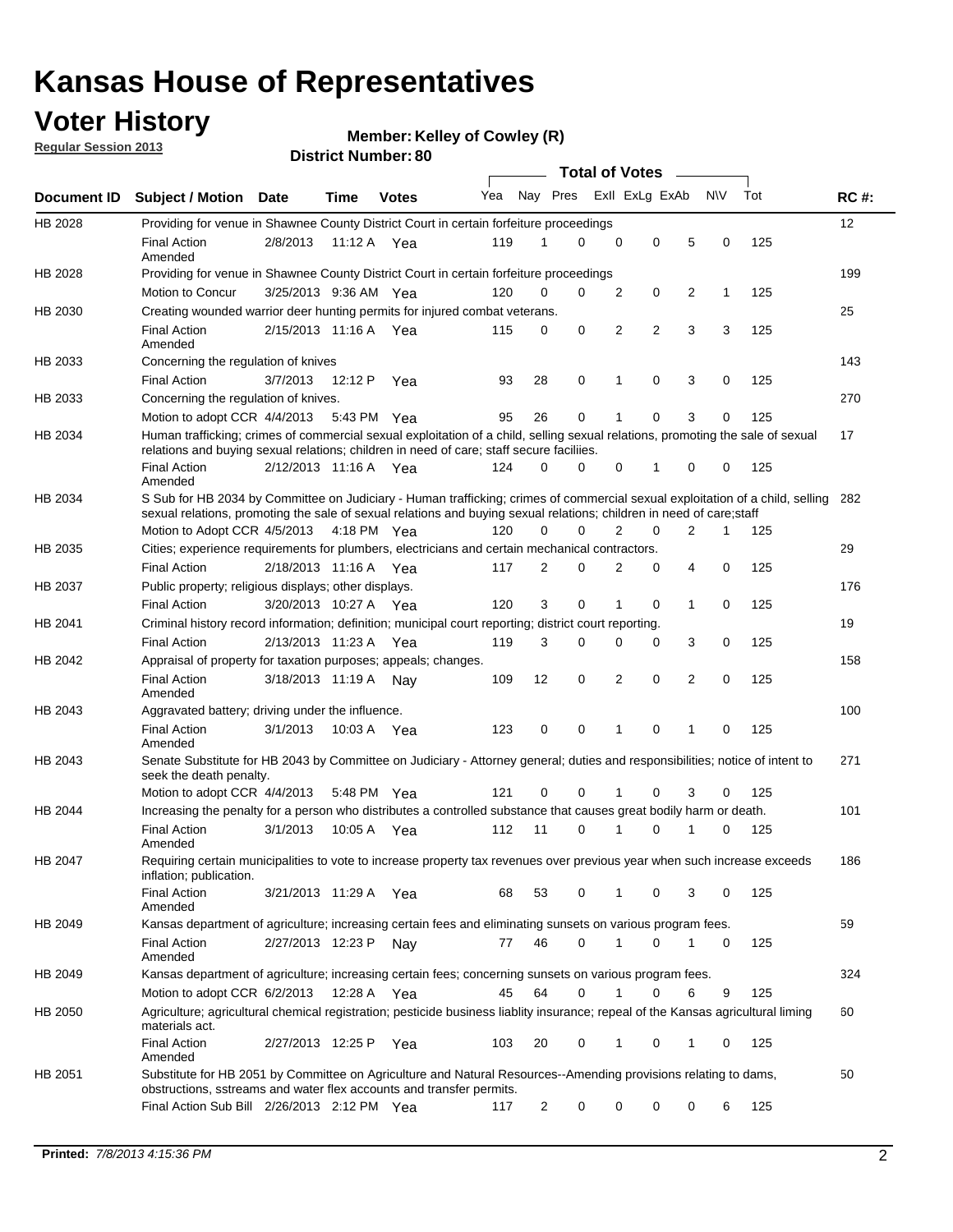# Kansas House of Representatives

## Voter History

**Regular Session 2013**

**Member: Kelley of Cowley (R)**

**District Number: 80**

| Document ID | Subject / Motion | Date | Time | Votes | Yea | Nay | Pres | ExII | ExLg | ExAb | N\V | Tot | RC #: |
|---|---|---|---|---|---|---|---|---|---|---|---|---|---|
| HB 2028 | Providing for venue in Shawnee County District Court in certain forfeiture proceedings | | | | | | | | | | | | 12 |
| | Final Action Amended | 2/8/2013 | 11:12 A | Yea | 119 | 1 | 0 | 0 | 0 | 5 | 0 | 125 | |
| HB 2028 | Providing for venue in Shawnee County District Court in certain forfeiture proceedings | | | | | | | | | | | | 199 |
| | Motion to Concur | 3/25/2013 | 9:36 AM | Yea | 120 | 0 | 0 | 2 | 0 | 2 | 1 | 125 | |
| HB 2030 | Creating wounded warrior deer hunting permits for injured combat veterans. | | | | | | | | | | | | 25 |
| | Final Action Amended | 2/15/2013 | 11:16 A | Yea | 115 | 0 | 0 | 2 | 2 | 3 | 3 | 125 | |
| HB 2033 | Concerning the regulation of knives | | | | | | | | | | | | 143 |
| | Final Action | 3/7/2013 | 12:12 P | Yea | 93 | 28 | 0 | 1 | 0 | 3 | 0 | 125 | |
| HB 2033 | Concerning the regulation of knives. | | | | | | | | | | | | 270 |
| | Motion to adopt CCR | 4/4/2013 | 5:43 PM | Yea | 95 | 26 | 0 | 1 | 0 | 3 | 0 | 125 | |
| HB 2034 | Human trafficking; crimes of commercial sexual exploitation of a child, selling sexual relations, promoting the sale of sexual relations and buying sexual relations; children in need of care; staff secure faciliies. | | | | | | | | | | | | 17 |
| | Final Action Amended | 2/12/2013 | 11:16 A | Yea | 124 | 0 | 0 | 0 | 1 | 0 | 0 | 125 | |
| HB 2034 | S Sub for HB 2034 by Committee on Judiciary - Human trafficking; crimes of commercial sexual exploitation of a child, selling sexual relations, promoting the sale of sexual relations and buying sexual relations; children in need of care;staff | | | | | | | | | | | | 282 |
| | Motion to Adopt CCR | 4/5/2013 | 4:18 PM | Yea | 120 | 0 | 0 | 2 | 0 | 2 | 1 | 125 | |
| HB 2035 | Cities; experience requirements for plumbers, electricians and certain mechanical contractors. | | | | | | | | | | | | 29 |
| | Final Action | 2/18/2013 | 11:16 A | Yea | 117 | 2 | 0 | 2 | 0 | 4 | 0 | 125 | |
| HB 2037 | Public property; religious displays; other displays. | | | | | | | | | | | | 176 |
| | Final Action | 3/20/2013 | 10:27 A | Yea | 120 | 3 | 0 | 1 | 0 | 1 | 0 | 125 | |
| HB 2041 | Criminal history record information; definition; municipal court reporting; district court reporting. | | | | | | | | | | | | 19 |
| | Final Action | 2/13/2013 | 11:23 A | Yea | 119 | 3 | 0 | 0 | 0 | 3 | 0 | 125 | |
| HB 2042 | Appraisal of property for taxation purposes; appeals; changes. | | | | | | | | | | | | 158 |
| | Final Action Amended | 3/18/2013 | 11:19 A | Nay | 109 | 12 | 0 | 2 | 0 | 2 | 0 | 125 | |
| HB 2043 | Aggravated battery; driving under the influence. | | | | | | | | | | | | 100 |
| | Final Action Amended | 3/1/2013 | 10:03 A | Yea | 123 | 0 | 0 | 1 | 0 | 1 | 0 | 125 | |
| HB 2043 | Senate Substitute for HB 2043 by Committee on Judiciary - Attorney general; duties and responsibilities; notice of intent to seek the death penalty. | | | | | | | | | | | | 271 |
| | Motion to adopt CCR | 4/4/2013 | 5:48 PM | Yea | 121 | 0 | 0 | 1 | 0 | 3 | 0 | 125 | |
| HB 2044 | Increasing the penalty for a person who distributes a controlled substance that causes great bodily harm or death. | | | | | | | | | | | | 101 |
| | Final Action Amended | 3/1/2013 | 10:05 A | Yea | 112 | 11 | 0 | 1 | 0 | 1 | 0 | 125 | |
| HB 2047 | Requiring certain municipalities to vote to increase property tax revenues over previous year when such increase exceeds inflation; publication. | | | | | | | | | | | | 186 |
| | Final Action Amended | 3/21/2013 | 11:29 A | Yea | 68 | 53 | 0 | 1 | 0 | 3 | 0 | 125 | |
| HB 2049 | Kansas department of agriculture; increasing certain fees and eliminating sunsets on various program fees. | | | | | | | | | | | | 59 |
| | Final Action Amended | 2/27/2013 | 12:23 P | Nay | 77 | 46 | 0 | 1 | 0 | 1 | 0 | 125 | |
| HB 2049 | Kansas department of agriculture; increasing certain fees; concerning sunsets on various program fees. | | | | | | | | | | | | 324 |
| | Motion to adopt CCR | 6/2/2013 | 12:28 A | Yea | 45 | 64 | 0 | 1 | 0 | 6 | 9 | 125 | |
| HB 2050 | Agriculture; agricultural chemical registration; pesticide business liablity insurance; repeal of the Kansas agricultural liming materials act. | | | | | | | | | | | | 60 |
| | Final Action Amended | 2/27/2013 | 12:25 P | Yea | 103 | 20 | 0 | 1 | 0 | 1 | 0 | 125 | |
| HB 2051 | Substitute for HB 2051 by Committee on Agriculture and Natural Resources--Amending provisions relating to dams, obstructions, sstreams and water flex accounts and transfer permits. | | | | | | | | | | | | 50 |
| | Final Action Sub Bill | 2/26/2013 | 2:12 PM | Yea | 117 | 2 | 0 | 0 | 0 | 0 | 6 | 125 | |

**Printed:** *7/8/2013 4:15:36 PM*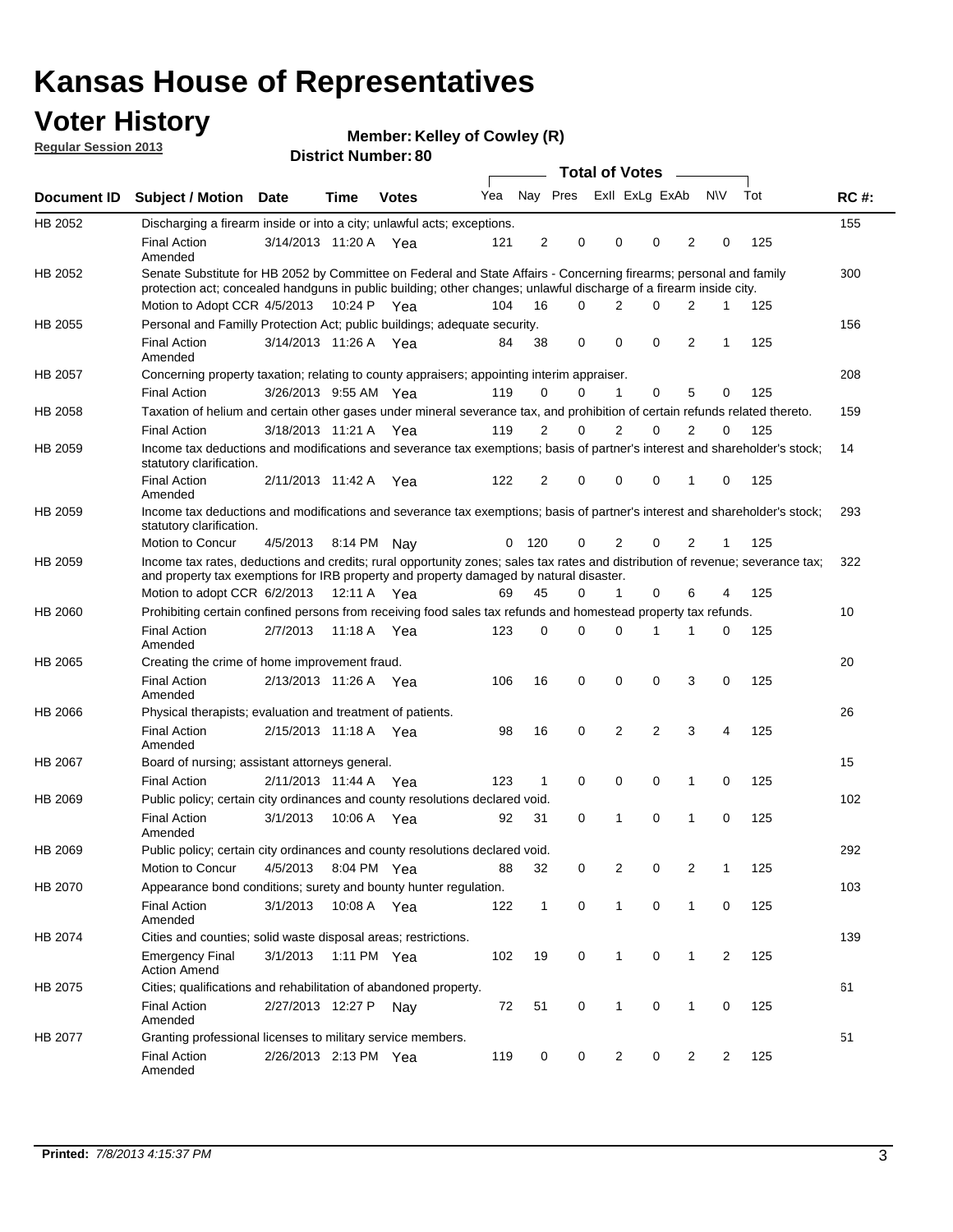# Kansas House of Representatives

## Voter History

**Regular Session 2013**

**Member: Kelley of Cowley (R)**

**District Number: 80**

| Document ID | Subject / Motion | Date | Time | Votes | Yea | Nay | Pres | ExII | ExLg | ExAb | N\V | Tot | RC #: |
|---|---|---|---|---|---|---|---|---|---|---|---|---|---|
| HB 2052 | Discharging a firearm inside or into a city; unlawful acts; exceptions. | | | | | | | | | | | | 155 |
| | Final Action Amended | 3/14/2013 | 11:20 A | Yea | 121 | 2 | 0 | 0 | 0 | 2 | 0 | 125 | |
| HB 2052 | Senate Substitute for HB 2052 by Committee on Federal and State Affairs - Concerning firearms; personal and family protection act; concealed handguns in public building; other changes; unlawful discharge of a firearm inside city. | | | | | | | | | | | | 300 |
| | Motion to Adopt CCR | 4/5/2013 | 10:24 P | Yea | 104 | 16 | 0 | 2 | 0 | 2 | 1 | 125 | |
| HB 2055 | Personal and Familly Protection Act; public buildings; adequate security. | | | | | | | | | | | | 156 |
| | Final Action Amended | 3/14/2013 | 11:26 A | Yea | 84 | 38 | 0 | 0 | 0 | 2 | 1 | 125 | |
| HB 2057 | Concerning property taxation; relating to county appraisers; appointing interim appraiser. | | | | | | | | | | | | 208 |
| | Final Action | 3/26/2013 | 9:55 AM | Yea | 119 | 0 | 0 | 1 | 0 | 5 | 0 | 125 | |
| HB 2058 | Taxation of helium and certain other gases under mineral severance tax, and prohibition of certain refunds related thereto. | | | | | | | | | | | | 159 |
| | Final Action | 3/18/2013 | 11:21 A | Yea | 119 | 2 | 0 | 2 | 0 | 2 | 0 | 125 | |
| HB 2059 | Income tax deductions and modifications and severance tax exemptions; basis of partner's interest and shareholder's stock; statutory clarification. | | | | | | | | | | | | 14 |
| | Final Action Amended | 2/11/2013 | 11:42 A | Yea | 122 | 2 | 0 | 0 | 0 | 1 | 0 | 125 | |
| HB 2059 | Income tax deductions and modifications and severance tax exemptions; basis of partner's interest and shareholder's stock; statutory clarification. | | | | | | | | | | | | 293 |
| | Motion to Concur | 4/5/2013 | 8:14 PM | Nay | 0 | 120 | 0 | 2 | 0 | 2 | 1 | 125 | |
| HB 2059 | Income tax rates, deductions and credits; rural opportunity zones; sales tax rates and distribution of revenue; severance tax; and property tax exemptions for IRB property and property damaged by natural disaster. | | | | | | | | | | | | 322 |
| | Motion to adopt CCR | 6/2/2013 | 12:11 A | Yea | 69 | 45 | 0 | 1 | 0 | 6 | 4 | 125 | |
| HB 2060 | Prohibiting certain confined persons from receiving food sales tax refunds and homestead property tax refunds. | | | | | | | | | | | | 10 |
| | Final Action Amended | 2/7/2013 | 11:18 A | Yea | 123 | 0 | 0 | 0 | 1 | 1 | 0 | 125 | |
| HB 2065 | Creating the crime of home improvement fraud. | | | | | | | | | | | | 20 |
| | Final Action Amended | 2/13/2013 | 11:26 A | Yea | 106 | 16 | 0 | 0 | 0 | 3 | 0 | 125 | |
| HB 2066 | Physical therapists; evaluation and treatment of patients. | | | | | | | | | | | | 26 |
| | Final Action Amended | 2/15/2013 | 11:18 A | Yea | 98 | 16 | 0 | 2 | 2 | 3 | 4 | 125 | |
| HB 2067 | Board of nursing; assistant attorneys general. | | | | | | | | | | | | 15 |
| | Final Action | 2/11/2013 | 11:44 A | Yea | 123 | 1 | 0 | 0 | 0 | 1 | 0 | 125 | |
| HB 2069 | Public policy; certain city ordinances and county resolutions declared void. | | | | | | | | | | | | 102 |
| | Final Action Amended | 3/1/2013 | 10:06 A | Yea | 92 | 31 | 0 | 1 | 0 | 1 | 0 | 125 | |
| HB 2069 | Public policy; certain city ordinances and county resolutions declared void. | | | | | | | | | | | | 292 |
| | Motion to Concur | 4/5/2013 | 8:04 PM | Yea | 88 | 32 | 0 | 2 | 0 | 2 | 1 | 125 | |
| HB 2070 | Appearance bond conditions; surety and bounty hunter regulation. | | | | | | | | | | | | 103 |
| | Final Action Amended | 3/1/2013 | 10:08 A | Yea | 122 | 1 | 0 | 1 | 0 | 1 | 0 | 125 | |
| HB 2074 | Cities and counties; solid waste disposal areas; restrictions. | | | | | | | | | | | | 139 |
| | Emergency Final Action Amend | 3/1/2013 | 1:11 PM | Yea | 102 | 19 | 0 | 1 | 0 | 1 | 2 | 125 | |
| HB 2075 | Cities; qualifications and rehabilitation of abandoned property. | | | | | | | | | | | | 61 |
| | Final Action Amended | 2/27/2013 | 12:27 P | Nay | 72 | 51 | 0 | 1 | 0 | 1 | 0 | 125 | |
| HB 2077 | Granting professional licenses to military service members. | | | | | | | | | | | | 51 |
| | Final Action Amended | 2/26/2013 | 2:13 PM | Yea | 119 | 0 | 0 | 2 | 0 | 2 | 2 | 125 | |

**Printed:** *7/8/2013 4:15:37 PM*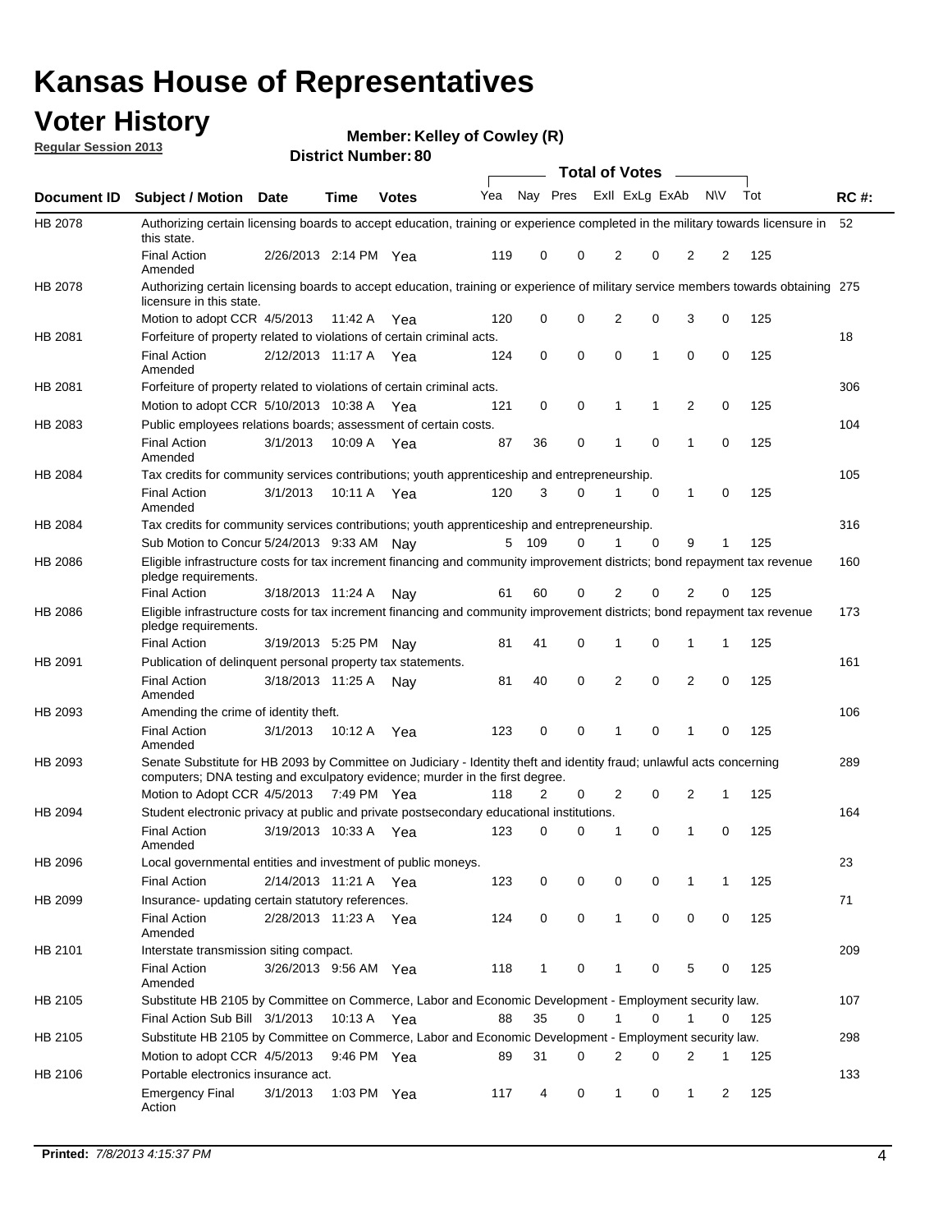# Kansas House of Representatives

## Voter History

**Regular Session 2013**

**Member: Kelley of Cowley (R)**

**District Number: 80**

| Document ID | Subject / Motion | Date | Time | Votes | Yea | Nay | Pres | ExII | ExLg | ExAb | N\V | Tot | RC #: |
|---|---|---|---|---|---|---|---|---|---|---|---|---|---|
| HB 2078 | Authorizing certain licensing boards to accept education, training or experience completed in the military towards licensure in this state. | | | | | | | | | | | | 52 |
| | Final Action Amended | 2/26/2013 | 2:14 PM | Yea | 119 | 0 | 0 | 2 | 0 | 2 | 2 | 125 | |
| HB 2078 | Authorizing certain licensing boards to accept education, training or experience of military service members towards obtaining licensure in this state. | | | | | | | | | | | | 275 |
| | Motion to adopt CCR | 4/5/2013 | 11:42 A | Yea | 120 | 0 | 0 | 2 | 0 | 3 | 0 | 125 | |
| HB 2081 | Forfeiture of property related to violations of certain criminal acts. | | | | | | | | | | | | 18 |
| | Final Action Amended | 2/12/2013 | 11:17 A | Yea | 124 | 0 | 0 | 0 | 1 | 0 | 0 | 125 | |
| HB 2081 | Forfeiture of property related to violations of certain criminal acts. | | | | | | | | | | | | 306 |
| | Motion to adopt CCR | 5/10/2013 | 10:38 A | Yea | 121 | 0 | 0 | 1 | 1 | 2 | 0 | 125 | |
| HB 2083 | Public employees relations boards; assessment of certain costs. | | | | | | | | | | | | 104 |
| | Final Action Amended | 3/1/2013 | 10:09 A | Yea | 87 | 36 | 0 | 1 | 0 | 1 | 0 | 125 | |
| HB 2084 | Tax credits for community services contributions; youth apprenticeship and entrepreneurship. | | | | | | | | | | | | 105 |
| | Final Action Amended | 3/1/2013 | 10:11 A | Yea | 120 | 3 | 0 | 1 | 0 | 1 | 0 | 125 | |
| HB 2084 | Tax credits for community services contributions; youth apprenticeship and entrepreneurship. | | | | | | | | | | | | 316 |
| | Sub Motion to Concur | 5/24/2013 | 9:33 AM | Nay | 5 | 109 | 0 | 1 | 0 | 9 | 1 | 125 | |
| HB 2086 | Eligible infrastructure costs for tax increment financing and community improvement districts; bond repayment tax revenue pledge requirements. | | | | | | | | | | | | 160 |
| | Final Action | 3/18/2013 | 11:24 A | Nay | 61 | 60 | 0 | 2 | 0 | 2 | 0 | 125 | |
| HB 2086 | Eligible infrastructure costs for tax increment financing and community improvement districts; bond repayment tax revenue pledge requirements. | | | | | | | | | | | | 173 |
| | Final Action | 3/19/2013 | 5:25 PM | Nay | 81 | 41 | 0 | 1 | 0 | 1 | 1 | 125 | |
| HB 2091 | Publication of delinquent personal property tax statements. | | | | | | | | | | | | 161 |
| | Final Action Amended | 3/18/2013 | 11:25 A | Nay | 81 | 40 | 0 | 2 | 0 | 2 | 0 | 125 | |
| HB 2093 | Amending the crime of identity theft. | | | | | | | | | | | | 106 |
| | Final Action Amended | 3/1/2013 | 10:12 A | Yea | 123 | 0 | 0 | 1 | 0 | 1 | 0 | 125 | |
| HB 2093 | Senate Substitute for HB 2093 by Committee on Judiciary - Identity theft and identity fraud; unlawful acts concerning computers; DNA testing and exculpatory evidence; murder in the first degree. | | | | | | | | | | | | 289 |
| | Motion to Adopt CCR | 4/5/2013 | 7:49 PM | Yea | 118 | 2 | 0 | 2 | 0 | 2 | 1 | 125 | |
| HB 2094 | Student electronic privacy at public and private postsecondary educational institutions. | | | | | | | | | | | | 164 |
| | Final Action Amended | 3/19/2013 | 10:33 A | Yea | 123 | 0 | 0 | 1 | 0 | 1 | 0 | 125 | |
| HB 2096 | Local governmental entities and investment of public moneys. | | | | | | | | | | | | 23 |
| | Final Action | 2/14/2013 | 11:21 A | Yea | 123 | 0 | 0 | 0 | 0 | 1 | 1 | 125 | |
| HB 2099 | Insurance- updating certain statutory references. | | | | | | | | | | | | 71 |
| | Final Action Amended | 2/28/2013 | 11:23 A | Yea | 124 | 0 | 0 | 1 | 0 | 0 | 0 | 125 | |
| HB 2101 | Interstate transmission siting compact. | | | | | | | | | | | | 209 |
| | Final Action Amended | 3/26/2013 | 9:56 AM | Yea | 118 | 1 | 0 | 1 | 0 | 5 | 0 | 125 | |
| HB 2105 | Substitute HB 2105 by Committee on Commerce, Labor and Economic Development - Employment security law. | | | | | | | | | | | | 107 |
| | Final Action Sub Bill | 3/1/2013 | 10:13 A | Yea | 88 | 35 | 0 | 1 | 0 | 1 | 0 | 125 | |
| HB 2105 | Substitute HB 2105 by Committee on Commerce, Labor and Economic Development - Employment security law. | | | | | | | | | | | | 298 |
| | Motion to adopt CCR | 4/5/2013 | 9:46 PM | Yea | 89 | 31 | 0 | 2 | 0 | 2 | 1 | 125 | |
| HB 2106 | Portable electronics insurance act. | | | | | | | | | | | | 133 |
| | Emergency Final Action | 3/1/2013 | 1:03 PM | Yea | 117 | 4 | 0 | 1 | 0 | 1 | 2 | 125 | |

**Printed:** *7/8/2013 4:15:37 PM*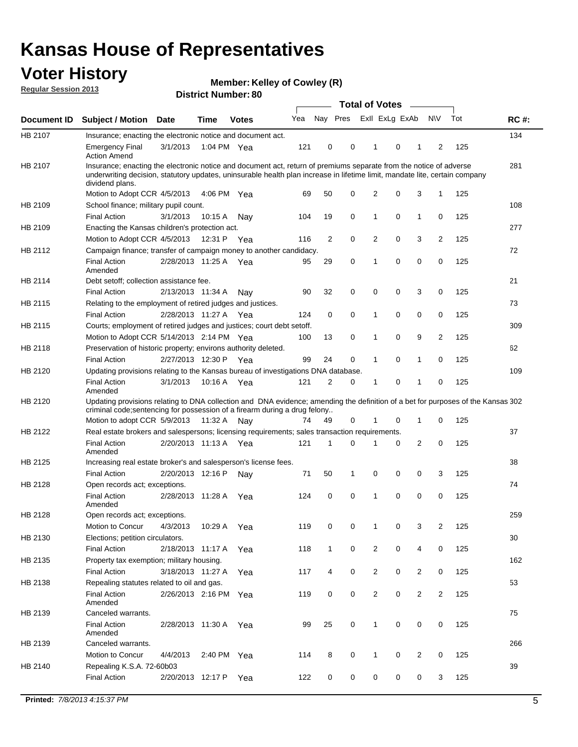# Kansas House of Representatives

## Voter History

**Regular Session 2013**

**Member: Kelley of Cowley (R)**

**District Number: 80**

| Document ID | Subject / Motion | Date | Time | Votes | Yea | Nay | Pres | ExII | ExLg | ExAb | N\V | Tot | RC #: |
|---|---|---|---|---|---|---|---|---|---|---|---|---|---|
| HB 2107 | Insurance; enacting the electronic notice and document act. | | | | | | | | | | | | 134 |
| | Emergency Final Action Amend | 3/1/2013 | 1:04 PM | Yea | 121 | 0 | 0 | 1 | 0 | 1 | 2 | 125 | |
| HB 2107 | Insurance; enacting the electronic notice and document act, return of premiums separate from the notice of adverse underwriting decision, statutory updates, uninsurable health plan increase in lifetime limit, mandate lite, certain company dividend plans. | | | | | | | | | | | | 281 |
| | Motion to Adopt CCR | 4/5/2013 | 4:06 PM | Yea | 69 | 50 | 0 | 2 | 0 | 3 | 1 | 125 | |
| HB 2109 | School finance; military pupil count. | | | | | | | | | | | | 108 |
| | Final Action | 3/1/2013 | 10:15 A | Nay | 104 | 19 | 0 | 1 | 0 | 1 | 0 | 125 | |
| HB 2109 | Enacting the Kansas children's protection act. | | | | | | | | | | | | 277 |
| | Motion to Adopt CCR | 4/5/2013 | 12:31 P | Yea | 116 | 2 | 0 | 2 | 0 | 3 | 2 | 125 | |
| HB 2112 | Campaign finance; transfer of campaign money to another candidacy. | | | | | | | | | | | | 72 |
| | Final Action Amended | 2/28/2013 | 11:25 A | Yea | 95 | 29 | 0 | 1 | 0 | 0 | 0 | 125 | |
| HB 2114 | Debt setoff; collection assistance fee. | | | | | | | | | | | | 21 |
| | Final Action | 2/13/2013 | 11:34 A | Nay | 90 | 32 | 0 | 0 | 0 | 3 | 0 | 125 | |
| HB 2115 | Relating to the employment of retired judges and justices. | | | | | | | | | | | | 73 |
| | Final Action | 2/28/2013 | 11:27 A | Yea | 124 | 0 | 0 | 1 | 0 | 0 | 0 | 125 | |
| HB 2115 | Courts; employment of retired judges and justices; court debt setoff. | | | | | | | | | | | | 309 |
| | Motion to Adopt CCR | 5/14/2013 | 2:14 PM | Yea | 100 | 13 | 0 | 1 | 0 | 9 | 2 | 125 | |
| HB 2118 | Preservation of historic property; environs authority deleted. | | | | | | | | | | | | 62 |
| | Final Action | 2/27/2013 | 12:30 P | Yea | 99 | 24 | 0 | 1 | 0 | 1 | 0 | 125 | |
| HB 2120 | Updating provisions relating to the Kansas bureau of investigations DNA database. | | | | | | | | | | | | 109 |
| | Final Action Amended | 3/1/2013 | 10:16 A | Yea | 121 | 2 | 0 | 1 | 0 | 1 | 0 | 125 | |
| HB 2120 | Updating provisions relating to DNA collection and DNA evidence; amending the definition of a bet for purposes of the Kansas criminal code;sentencing for possession of a firearm during a drug felony.. | | | | | | | | | | | | 302 |
| | Motion to adopt CCR | 5/9/2013 | 11:32 A | Nay | 74 | 49 | 0 | 1 | 0 | 1 | 0 | 125 | |
| HB 2122 | Real estate brokers and salespersons; licensing requirements; sales transaction requirements. | | | | | | | | | | | | 37 |
| | Final Action Amended | 2/20/2013 | 11:13 A | Yea | 121 | 1 | 0 | 1 | 0 | 2 | 0 | 125 | |
| HB 2125 | Increasing real estate broker's and salesperson's license fees. | | | | | | | | | | | | 38 |
| | Final Action | 2/20/2013 | 12:16 P | Nay | 71 | 50 | 1 | 0 | 0 | 0 | 3 | 125 | |
| HB 2128 | Open records act; exceptions. | | | | | | | | | | | | 74 |
| | Final Action Amended | 2/28/2013 | 11:28 A | Yea | 124 | 0 | 0 | 1 | 0 | 0 | 0 | 125 | |
| HB 2128 | Open records act; exceptions. | | | | | | | | | | | | 259 |
| | Motion to Concur | 4/3/2013 | 10:29 A | Yea | 119 | 0 | 0 | 1 | 0 | 3 | 2 | 125 | |
| HB 2130 | Elections; petition circulators. | | | | | | | | | | | | 30 |
| | Final Action | 2/18/2013 | 11:17 A | Yea | 118 | 1 | 0 | 2 | 0 | 4 | 0 | 125 | |
| HB 2135 | Property tax exemption; military housing. | | | | | | | | | | | | 162 |
| | Final Action | 3/18/2013 | 11:27 A | Yea | 117 | 4 | 0 | 2 | 0 | 2 | 0 | 125 | |
| HB 2138 | Repealing statutes related to oil and gas. | | | | | | | | | | | | 53 |
| | Final Action Amended | 2/26/2013 | 2:16 PM | Yea | 119 | 0 | 0 | 2 | 0 | 2 | 2 | 125 | |
| HB 2139 | Canceled warrants. | | | | | | | | | | | | 75 |
| | Final Action Amended | 2/28/2013 | 11:30 A | Yea | 99 | 25 | 0 | 1 | 0 | 0 | 0 | 125 | |
| HB 2139 | Canceled warrants. | | | | | | | | | | | | 266 |
| | Motion to Concur | 4/4/2013 | 2:40 PM | Yea | 114 | 8 | 0 | 1 | 0 | 2 | 0 | 125 | |
| HB 2140 | Repealing K.S.A. 72-60b03 | | | | | | | | | | | | 39 |
| | Final Action | 2/20/2013 | 12:17 P | Yea | 122 | 0 | 0 | 0 | 0 | 0 | 3 | 125 | |

**Printed:** *7/8/2013 4:15:37 PM*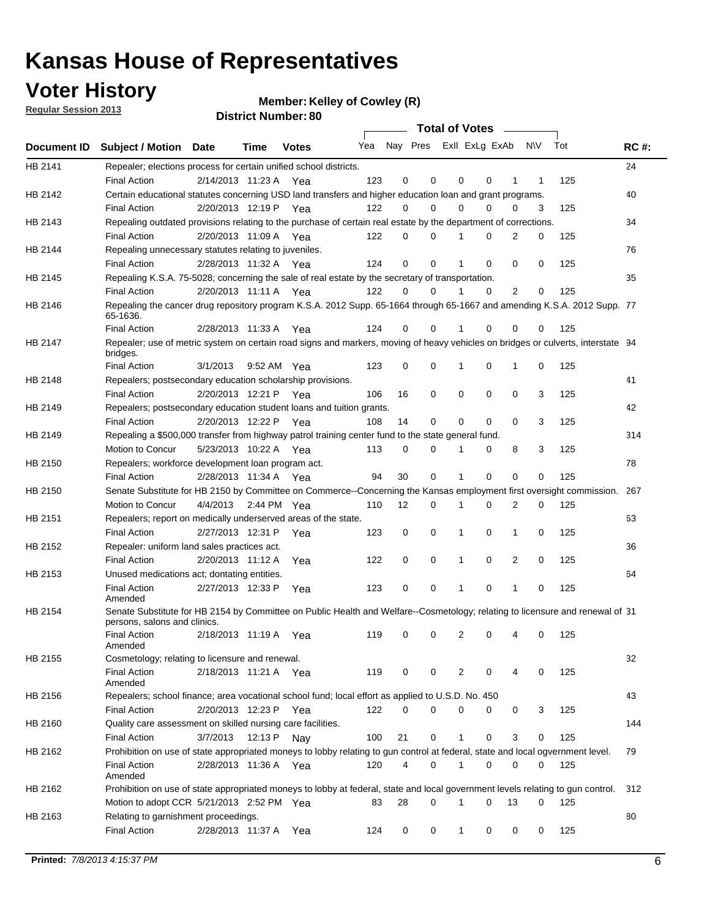# Kansas House of Representatives

## Voter History

**Regular Session 2013**

**Member: Kelley of Cowley (R)**

**District Number: 80**

| Document ID | Subject / Motion | Date | Time | Votes | Yea | Nay | Pres | ExII | ExLg | ExAb | N\V | Tot | RC #: |
|---|---|---|---|---|---|---|---|---|---|---|---|---|---|
| HB 2141 | Repealer; elections process for certain unified school districts. | | | | | | | | | | | | 24 |
| | Final Action | 2/14/2013 | 11:23 A | Yea | 123 | 0 | 0 | 0 | 0 | 1 | 1 | 125 | |
| HB 2142 | Certain educational statutes concerning USD land transfers and higher education loan and grant programs. | | | | | | | | | | | | 40 |
| | Final Action | 2/20/2013 | 12:19 P | Yea | 122 | 0 | 0 | 0 | 0 | 0 | 3 | 125 | |
| HB 2143 | Repealing outdated provisions relating to the purchase of certain real estate by the department of corrections. | | | | | | | | | | | | 34 |
| | Final Action | 2/20/2013 | 11:09 A | Yea | 122 | 0 | 0 | 1 | 0 | 2 | 0 | 125 | |
| HB 2144 | Repealing unnecessary statutes relating to juveniles. | | | | | | | | | | | | 76 |
| | Final Action | 2/28/2013 | 11:32 A | Yea | 124 | 0 | 0 | 1 | 0 | 0 | 0 | 125 | |
| HB 2145 | Repealing K.S.A. 75-5028; concerning the sale of real estate by the secretary of transportation. | | | | | | | | | | | | 35 |
| | Final Action | 2/20/2013 | 11:11 A | Yea | 122 | 0 | 0 | 1 | 0 | 2 | 0 | 125 | |
| HB 2146 | Repealing the cancer drug repository program K.S.A. 2012 Supp. 65-1664 through 65-1667 and amending K.S.A. 2012 Supp. 65-1636. | | | | | | | | | | | | 77 |
| | Final Action | 2/28/2013 | 11:33 A | Yea | 124 | 0 | 0 | 1 | 0 | 0 | 0 | 125 | |
| HB 2147 | Repealer; use of metric system on certain road signs and markers, moving of heavy vehicles on bridges or culverts, interstate bridges. | | | | | | | | | | | | 94 |
| | Final Action | 3/1/2013 | 9:52 AM | Yea | 123 | 0 | 0 | 1 | 0 | 1 | 0 | 125 | |
| HB 2148 | Repealers; postsecondary education scholarship provisions. | | | | | | | | | | | | 41 |
| | Final Action | 2/20/2013 | 12:21 P | Yea | 106 | 16 | 0 | 0 | 0 | 0 | 3 | 125 | |
| HB 2149 | Repealers; postsecondary education student loans and tuition grants. | | | | | | | | | | | | 42 |
| | Final Action | 2/20/2013 | 12:22 P | Yea | 108 | 14 | 0 | 0 | 0 | 0 | 3 | 125 | |
| HB 2149 | Repealing a $500,000 transfer from highway patrol training center fund to the state general fund. | | | | | | | | | | | | 314 |
| | Motion to Concur | 5/23/2013 | 10:22 A | Yea | 113 | 0 | 0 | 1 | 0 | 8 | 3 | 125 | |
| HB 2150 | Repealers; workforce development loan program act. | | | | | | | | | | | | 78 |
| | Final Action | 2/28/2013 | 11:34 A | Yea | 94 | 30 | 0 | 1 | 0 | 0 | 0 | 125 | |
| HB 2150 | Senate Substitute for HB 2150 by Committee on Commerce--Concerning the Kansas employment first oversight commission. | | | | | | | | | | | | 267 |
| | Motion to Concur | 4/4/2013 | 2:44 PM | Yea | 110 | 12 | 0 | 1 | 0 | 2 | 0 | 125 | |
| HB 2151 | Repealers; report on medically underserved areas of the state. | | | | | | | | | | | | 63 |
| | Final Action | 2/27/2013 | 12:31 P | Yea | 123 | 0 | 0 | 1 | 0 | 1 | 0 | 125 | |
| HB 2152 | Repealer: uniform land sales practices act. | | | | | | | | | | | | 36 |
| | Final Action | 2/20/2013 | 11:12 A | Yea | 122 | 0 | 0 | 1 | 0 | 2 | 0 | 125 | |
| HB 2153 | Unused medications act; dontating entities. | | | | | | | | | | | | 64 |
| | Final Action Amended | 2/27/2013 | 12:33 P | Yea | 123 | 0 | 0 | 1 | 0 | 1 | 0 | 125 | |
| HB 2154 | Senate Substitute for HB 2154 by Committee on Public Health and Welfare--Cosmetology; relating to licensure and renewal of persons, salons and clinics. | | | | | | | | | | | | 31 |
| | Final Action Amended | 2/18/2013 | 11:19 A | Yea | 119 | 0 | 0 | 2 | 0 | 4 | 0 | 125 | |
| HB 2155 | Cosmetology; relating to licensure and renewal. | | | | | | | | | | | | 32 |
| | Final Action Amended | 2/18/2013 | 11:21 A | Yea | 119 | 0 | 0 | 2 | 0 | 4 | 0 | 125 | |
| HB 2156 | Repealers; school finance; area vocational school fund; local effort as applied to U.S.D. No. 450 | | | | | | | | | | | | 43 |
| | Final Action | 2/20/2013 | 12:23 P | Yea | 122 | 0 | 0 | 0 | 0 | 0 | 3 | 125 | |
| HB 2160 | Quality care assessment on skilled nursing care facilities. | | | | | | | | | | | | 144 |
| | Final Action | 3/7/2013 | 12:13 P | Nay | 100 | 21 | 0 | 1 | 0 | 3 | 0 | 125 | |
| HB 2162 | Prohibition on use of state appropriated moneys to lobby relating to gun control at federal, state and local ogvernment level. | | | | | | | | | | | | 79 |
| | Final Action Amended | 2/28/2013 | 11:36 A | Yea | 120 | 4 | 0 | 1 | 0 | 0 | 0 | 125 | |
| HB 2162 | Prohibition on use of state appropriated moneys to lobby at federal, state and local government levels relating to gun control. | | | | | | | | | | | | 312 |
| | Motion to adopt CCR | 5/21/2013 | 2:52 PM | Yea | 83 | 28 | 0 | 1 | 0 | 13 | 0 | 125 | |
| HB 2163 | Relating to garnishment proceedings. | | | | | | | | | | | | 80 |
| | Final Action | 2/28/2013 | 11:37 A | Yea | 124 | 0 | 0 | 1 | 0 | 0 | 0 | 125 | |

**Printed:** *7/8/2013 4:15:37 PM*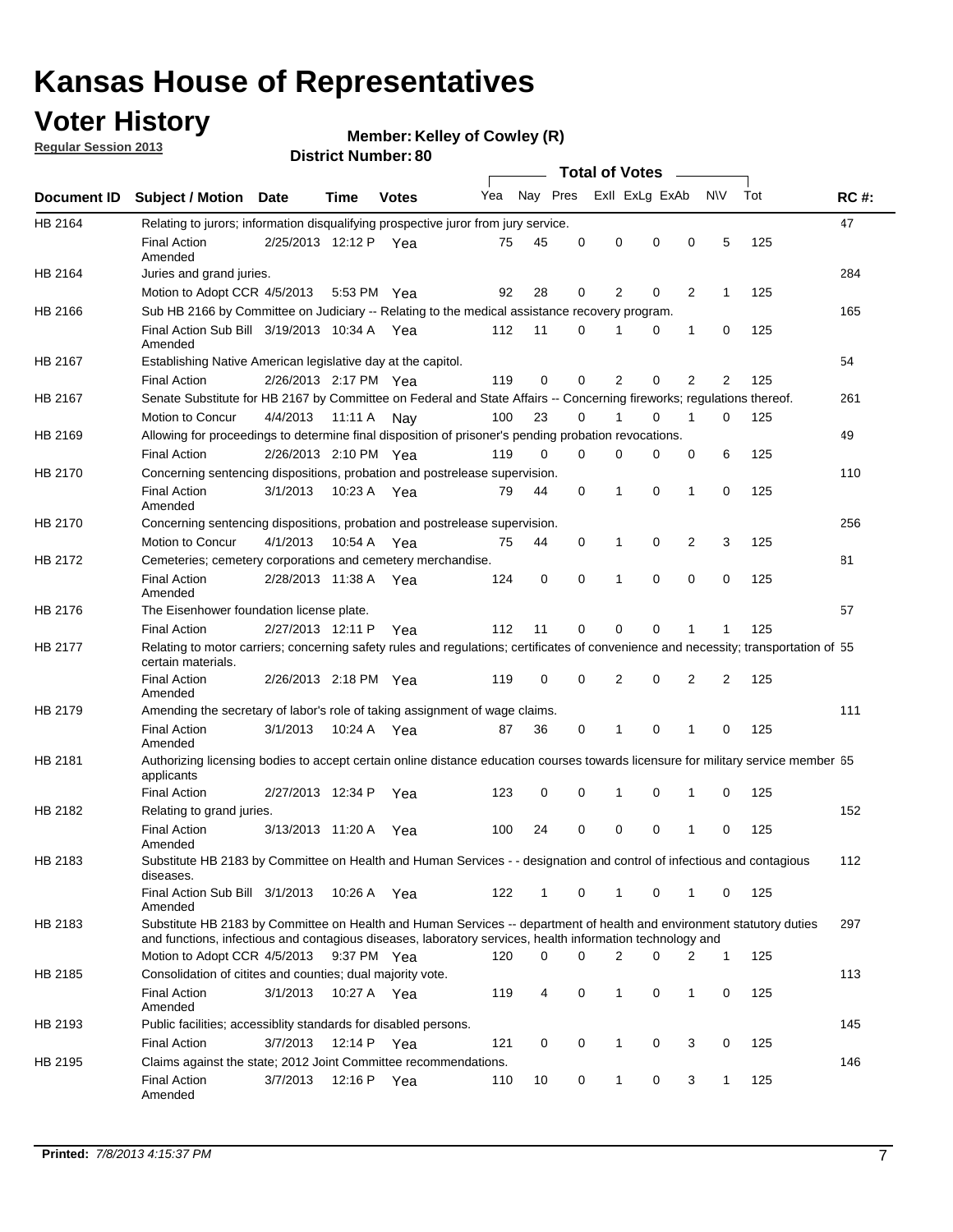# Kansas House of Representatives

## Voter History

**Regular Session 2013**

**Member: Kelley of Cowley (R)**

**District Number: 80**

| Document ID | Subject / Motion | Date | Time | Votes | Yea | Nay | Pres | ExII | ExLg | ExAb | N\V | Tot | RC #: |
|---|---|---|---|---|---|---|---|---|---|---|---|---|---|
| HB 2164 | Relating to jurors; information disqualifying prospective juror from jury service. | | | | | | | | | | | | 47 |
| | Final Action Amended | 2/25/2013 | 12:12 P | Yea | 75 | 45 | 0 | 0 | 0 | 0 | 5 | 125 | |
| HB 2164 | Juries and grand juries. | | | | | | | | | | | | 284 |
| | Motion to Adopt CCR | 4/5/2013 | 5:53 PM | Yea | 92 | 28 | 0 | 2 | 0 | 2 | 1 | 125 | |
| HB 2166 | Sub HB 2166 by Committee on Judiciary -- Relating to the medical assistance recovery program. | | | | | | | | | | | | 165 |
| | Final Action Sub Bill Amended | 3/19/2013 | 10:34 A | Yea | 112 | 11 | 0 | 1 | 0 | 1 | 0 | 125 | |
| HB 2167 | Establishing Native American legislative day at the capitol. | | | | | | | | | | | | 54 |
| | Final Action | 2/26/2013 | 2:17 PM | Yea | 119 | 0 | 0 | 2 | 0 | 2 | 2 | 125 | |
| HB 2167 | Senate Substitute for HB 2167 by Committee on Federal and State Affairs -- Concerning fireworks; regulations thereof. | | | | | | | | | | | | 261 |
| | Motion to Concur | 4/4/2013 | 11:11 A | Nay | 100 | 23 | 0 | 1 | 0 | 1 | 0 | 125 | |
| HB 2169 | Allowing for proceedings to determine final disposition of prisoner's pending probation revocations. | | | | | | | | | | | | 49 |
| | Final Action | 2/26/2013 | 2:10 PM | Yea | 119 | 0 | 0 | 0 | 0 | 0 | 6 | 125 | |
| HB 2170 | Concerning sentencing dispositions, probation and postrelease supervision. | | | | | | | | | | | | 110 |
| | Final Action Amended | 3/1/2013 | 10:23 A | Yea | 79 | 44 | 0 | 1 | 0 | 1 | 0 | 125 | |
| HB 2170 | Concerning sentencing dispositions, probation and postrelease supervision. | | | | | | | | | | | | 256 |
| | Motion to Concur | 4/1/2013 | 10:54 A | Yea | 75 | 44 | 0 | 1 | 0 | 2 | 3 | 125 | |
| HB 2172 | Cemeteries; cemetery corporations and cemetery merchandise. | | | | | | | | | | | | 81 |
| | Final Action Amended | 2/28/2013 | 11:38 A | Yea | 124 | 0 | 0 | 1 | 0 | 0 | 0 | 125 | |
| HB 2176 | The Eisenhower foundation license plate. | | | | | | | | | | | | 57 |
| | Final Action | 2/27/2013 | 12:11 P | Yea | 112 | 11 | 0 | 0 | 0 | 1 | 1 | 125 | |
| HB 2177 | Relating to motor carriers; concerning safety rules and regulations; certificates of convenience and necessity; transportation of certain materials. | | | | | | | | | | | | 55 |
| | Final Action Amended | 2/26/2013 | 2:18 PM | Yea | 119 | 0 | 0 | 2 | 0 | 2 | 2 | 125 | |
| HB 2179 | Amending the secretary of labor's role of taking assignment of wage claims. | | | | | | | | | | | | 111 |
| | Final Action Amended | 3/1/2013 | 10:24 A | Yea | 87 | 36 | 0 | 1 | 0 | 1 | 0 | 125 | |
| HB 2181 | Authorizing licensing bodies to accept certain online distance education courses towards licensure for military service member applicants | | | | | | | | | | | | 65 |
| | Final Action | 2/27/2013 | 12:34 P | Yea | 123 | 0 | 0 | 1 | 0 | 1 | 0 | 125 | |
| HB 2182 | Relating to grand juries. | | | | | | | | | | | | 152 |
| | Final Action Amended | 3/13/2013 | 11:20 A | Yea | 100 | 24 | 0 | 0 | 0 | 1 | 0 | 125 | |
| HB 2183 | Substitute HB 2183 by Committee on Health and Human Services - - designation and control of infectious and contagious diseases. | | | | | | | | | | | | 112 |
| | Final Action Sub Bill Amended | 3/1/2013 | 10:26 A | Yea | 122 | 1 | 0 | 1 | 0 | 1 | 0 | 125 | |
| HB 2183 | Substitute HB 2183 by Committee on Health and Human Services -- department of health and environment statutory duties and functions, infectious and contagious diseases, laboratory services, health information technology and | | | | | | | | | | | | 297 |
| | Motion to Adopt CCR | 4/5/2013 | 9:37 PM | Yea | 120 | 0 | 0 | 2 | 0 | 2 | 1 | 125 | |
| HB 2185 | Consolidation of citites and counties; dual majority vote. | | | | | | | | | | | | 113 |
| | Final Action Amended | 3/1/2013 | 10:27 A | Yea | 119 | 4 | 0 | 1 | 0 | 1 | 0 | 125 | |
| HB 2193 | Public facilities; accessiblity standards for disabled persons. | | | | | | | | | | | | 145 |
| | Final Action | 3/7/2013 | 12:14 P | Yea | 121 | 0 | 0 | 1 | 0 | 3 | 0 | 125 | |
| HB 2195 | Claims against the state; 2012 Joint Committee recommendations. | | | | | | | | | | | | 146 |
| | Final Action Amended | 3/7/2013 | 12:16 P | Yea | 110 | 10 | 0 | 1 | 0 | 3 | 1 | 125 | |

**Printed:** *7/8/2013 4:15:37 PM*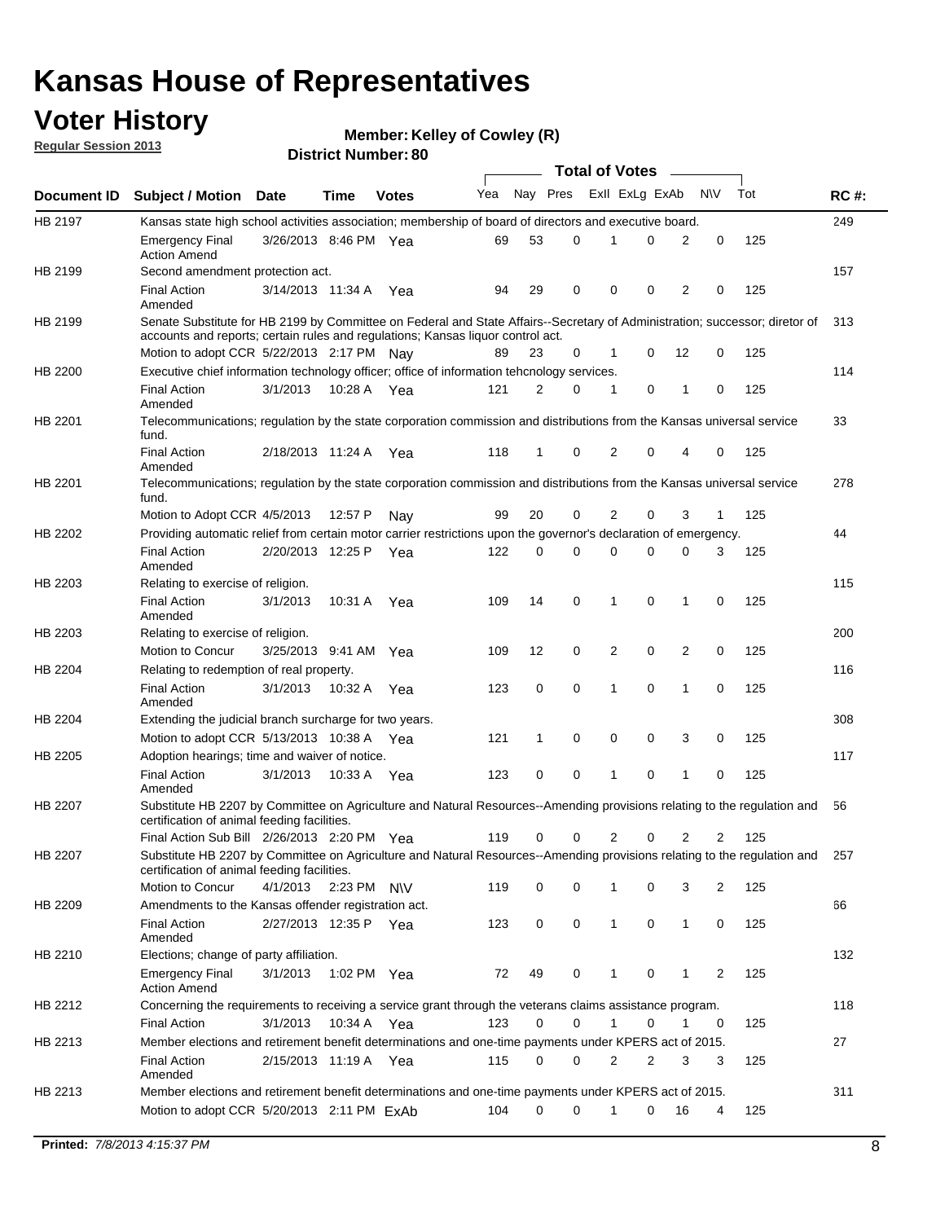# Kansas House of Representatives

## Voter History

**Regular Session 2013**

**Member: Kelley of Cowley (R)**

**District Number: 80**

| Document ID | Subject / Motion | Date | Time | Votes | Yea | Nay | Pres | ExlI | ExLg | ExAb | N\V | Tot | RC #: |
|---|---|---|---|---|---|---|---|---|---|---|---|---|---|
| HB 2197 | Kansas state high school activities association; membership of board of directors and executive board. | | | | | | | | | | | | 249 |
| | Emergency Final Action Amend | 3/26/2013 | 8:46 PM | Yea | 69 | 53 | 0 | 1 | 0 | 2 | 0 | 125 | |
| HB 2199 | Second amendment protection act. | | | | | | | | | | | | 157 |
| | Final Action Amended | 3/14/2013 | 11:34 A | Yea | 94 | 29 | 0 | 0 | 0 | 2 | 0 | 125 | |
| HB 2199 | Senate Substitute for HB 2199 by Committee on Federal and State Affairs--Secretary of Administration; successor; diretor of accounts and reports; certain rules and regulations; Kansas liquor control act. | | | | | | | | | | | | 313 |
| | Motion to adopt CCR | 5/22/2013 | 2:17 PM | Nay | 89 | 23 | 0 | 1 | 0 | 12 | 0 | 125 | |
| HB 2200 | Executive chief information technology officer; office of information tehcnology services. | | | | | | | | | | | | 114 |
| | Final Action Amended | 3/1/2013 | 10:28 A | Yea | 121 | 2 | 0 | 1 | 0 | 1 | 0 | 125 | |
| HB 2201 | Telecommunications; regulation by the state corporation commission and distributions from the Kansas universal service fund. | | | | | | | | | | | | 33 |
| | Final Action Amended | 2/18/2013 | 11:24 A | Yea | 118 | 1 | 0 | 2 | 0 | 4 | 0 | 125 | |
| HB 2201 | Telecommunications; regulation by the state corporation commission and distributions from the Kansas universal service fund. | | | | | | | | | | | | 278 |
| | Motion to Adopt CCR | 4/5/2013 | 12:57 P | Nay | 99 | 20 | 0 | 2 | 0 | 3 | 1 | 125 | |
| HB 2202 | Providing automatic relief from certain motor carrier restrictions upon the governor's declaration of emergency. | | | | | | | | | | | | 44 |
| | Final Action Amended | 2/20/2013 | 12:25 P | Yea | 122 | 0 | 0 | 0 | 0 | 0 | 3 | 125 | |
| HB 2203 | Relating to exercise of religion. | | | | | | | | | | | | 115 |
| | Final Action Amended | 3/1/2013 | 10:31 A | Yea | 109 | 14 | 0 | 1 | 0 | 1 | 0 | 125 | |
| HB 2203 | Relating to exercise of religion. | | | | | | | | | | | | 200 |
| | Motion to Concur | 3/25/2013 | 9:41 AM | Yea | 109 | 12 | 0 | 2 | 0 | 2 | 0 | 125 | |
| HB 2204 | Relating to redemption of real property. | | | | | | | | | | | | 116 |
| | Final Action Amended | 3/1/2013 | 10:32 A | Yea | 123 | 0 | 0 | 1 | 0 | 1 | 0 | 125 | |
| HB 2204 | Extending the judicial branch surcharge for two years. | | | | | | | | | | | | 308 |
| | Motion to adopt CCR | 5/13/2013 | 10:38 A | Yea | 121 | 1 | 0 | 0 | 0 | 3 | 0 | 125 | |
| HB 2205 | Adoption hearings; time and waiver of notice. | | | | | | | | | | | | 117 |
| | Final Action Amended | 3/1/2013 | 10:33 A | Yea | 123 | 0 | 0 | 1 | 0 | 1 | 0 | 125 | |
| HB 2207 | Substitute HB 2207 by Committee on Agriculture and Natural Resources--Amending provisions relating to the regulation and certification of animal feeding facilities. | | | | | | | | | | | | 56 |
| | Final Action Sub Bill | 2/26/2013 | 2:20 PM | Yea | 119 | 0 | 0 | 2 | 0 | 2 | 2 | 125 | |
| HB 2207 | Substitute HB 2207 by Committee on Agriculture and Natural Resources--Amending provisions relating to the regulation and certification of animal feeding facilities. | | | | | | | | | | | | 257 |
| | Motion to Concur | 4/1/2013 | 2:23 PM | N\V | 119 | 0 | 0 | 1 | 0 | 3 | 2 | 125 | |
| HB 2209 | Amendments to the Kansas offender registration act. | | | | | | | | | | | | 66 |
| | Final Action Amended | 2/27/2013 | 12:35 P | Yea | 123 | 0 | 0 | 1 | 0 | 1 | 0 | 125 | |
| HB 2210 | Elections; change of party affiliation. | | | | | | | | | | | | 132 |
| | Emergency Final Action Amend | 3/1/2013 | 1:02 PM | Yea | 72 | 49 | 0 | 1 | 0 | 1 | 2 | 125 | |
| HB 2212 | Concerning the requirements to receiving a service grant through the veterans claims assistance program. | | | | | | | | | | | | 118 |
| | Final Action | 3/1/2013 | 10:34 A | Yea | 123 | 0 | 0 | 1 | 0 | 1 | 0 | 125 | |
| HB 2213 | Member elections and retirement benefit determinations and one-time payments under KPERS act of 2015. | | | | | | | | | | | | 27 |
| | Final Action Amended | 2/15/2013 | 11:19 A | Yea | 115 | 0 | 0 | 2 | 2 | 3 | 3 | 125 | |
| HB 2213 | Member elections and retirement benefit determinations and one-time payments under KPERS act of 2015. | | | | | | | | | | | | 311 |
| | Motion to adopt CCR | 5/20/2013 | 2:11 PM | ExAb | 104 | 0 | 0 | 1 | 0 | 16 | 4 | 125 | |

**Printed:** *7/8/2013 4:15:37 PM*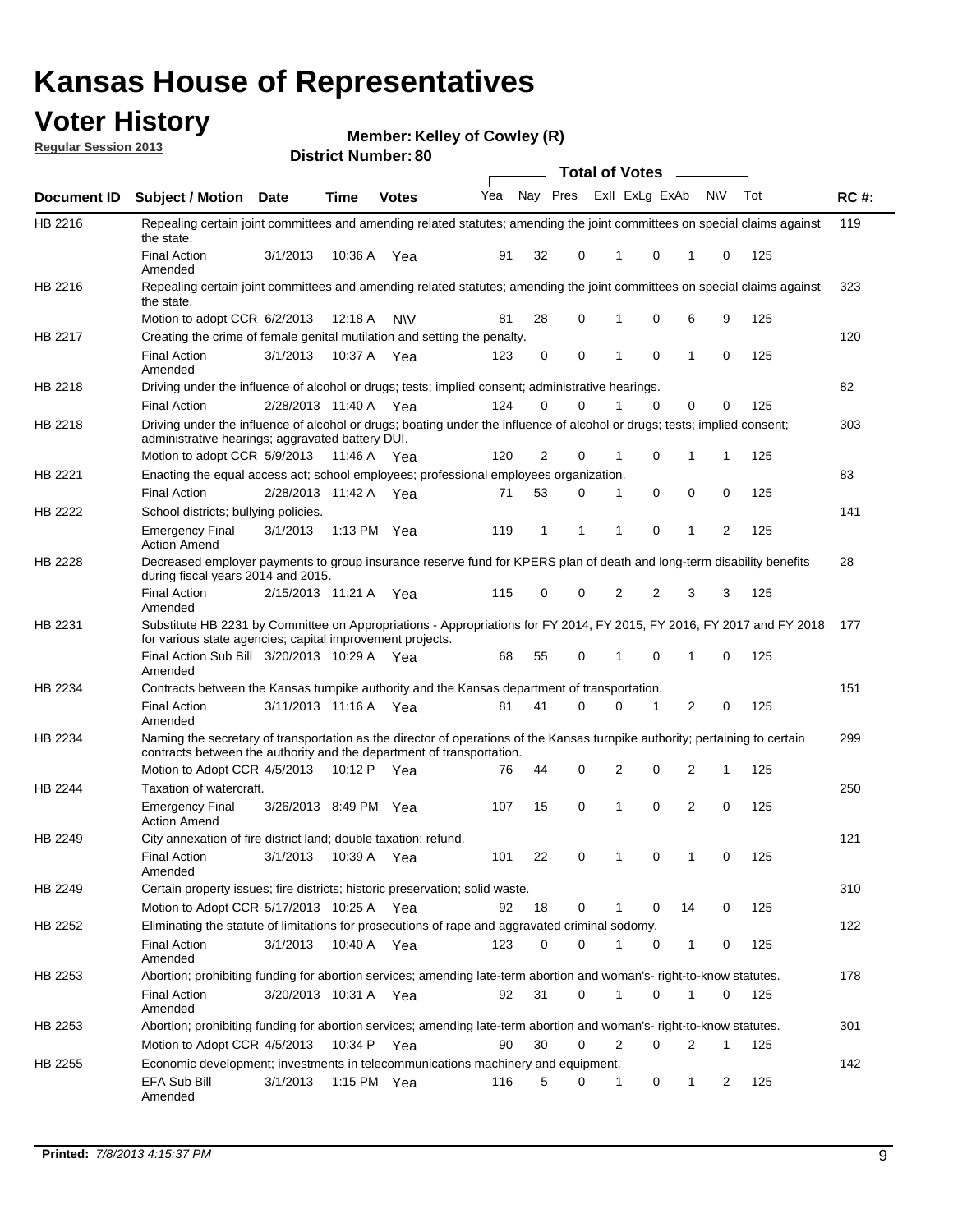# Kansas House of Representatives

## Voter History

**Regular Session 2013**

**Member: Kelley of Cowley (R)**

**District Number: 80**

| Document ID | Subject / Motion | Date | Time | Votes | Yea | Nay | Pres | ExII | ExLg | ExAb | N\V | Tot | RC #: |
|---|---|---|---|---|---|---|---|---|---|---|---|---|---|
| HB 2216 | Repealing certain joint committees and amending related statutes; amending the joint committees on special claims against the state. | | | | | | | | | | | | 119 |
| | Final Action Amended | 3/1/2013 | 10:36 A | Yea | 91 | 32 | 0 | 1 | 0 | 1 | 0 | 125 | |
| HB 2216 | Repealing certain joint committees and amending related statutes; amending the joint committees on special claims against the state. | | | | | | | | | | | | 323 |
| | Motion to adopt CCR | 6/2/2013 | 12:18 A | N\V | 81 | 28 | 0 | 1 | 0 | 6 | 9 | 125 | |
| HB 2217 | Creating the crime of female genital mutilation and setting the penalty. | | | | | | | | | | | | 120 |
| | Final Action Amended | 3/1/2013 | 10:37 A | Yea | 123 | 0 | 0 | 1 | 0 | 1 | 0 | 125 | |
| HB 2218 | Driving under the influence of alcohol or drugs; tests; implied consent; administrative hearings. | | | | | | | | | | | | 82 |
| | Final Action | 2/28/2013 | 11:40 A | Yea | 124 | 0 | 0 | 1 | 0 | 0 | 0 | 125 | |
| HB 2218 | Driving under the influence of alcohol or drugs; boating under the influence of alcohol or drugs; tests; implied consent; administrative hearings; aggravated battery DUI. | | | | | | | | | | | | 303 |
| | Motion to adopt CCR | 5/9/2013 | 11:46 A | Yea | 120 | 2 | 0 | 1 | 0 | 1 | 1 | 125 | |
| HB 2221 | Enacting the equal access act; school employees; professional employees organization. | | | | | | | | | | | | 83 |
| | Final Action | 2/28/2013 | 11:42 A | Yea | 71 | 53 | 0 | 1 | 0 | 0 | 0 | 125 | |
| HB 2222 | School districts; bullying policies. | | | | | | | | | | | | 141 |
| | Emergency Final Action Amend | 3/1/2013 | 1:13 PM | Yea | 119 | 1 | 1 | 1 | 0 | 1 | 2 | 125 | |
| HB 2228 | Decreased employer payments to group insurance reserve fund for KPERS plan of death and long-term disability benefits during fiscal years 2014 and 2015. | | | | | | | | | | | | 28 |
| | Final Action Amended | 2/15/2013 | 11:21 A | Yea | 115 | 0 | 0 | 2 | 2 | 3 | 3 | 125 | |
| HB 2231 | Substitute HB 2231 by Committee on Appropriations - Appropriations for FY 2014, FY 2015, FY 2016, FY 2017 and FY 2018 for various state agencies; capital improvement projects. | | | | | | | | | | | | 177 |
| | Final Action Sub Bill Amended | 3/20/2013 | 10:29 A | Yea | 68 | 55 | 0 | 1 | 0 | 1 | 0 | 125 | |
| HB 2234 | Contracts between the Kansas turnpike authority and the Kansas department of transportation. | | | | | | | | | | | | 151 |
| | Final Action Amended | 3/11/2013 | 11:16 A | Yea | 81 | 41 | 0 | 0 | 1 | 2 | 0 | 125 | |
| HB 2234 | Naming the secretary of transportation as the director of operations of the Kansas turnpike authority; pertaining to certain contracts between the authority and the department of transportation. | | | | | | | | | | | | 299 |
| | Motion to Adopt CCR | 4/5/2013 | 10:12 P | Yea | 76 | 44 | 0 | 2 | 0 | 2 | 1 | 125 | |
| HB 2244 | Taxation of watercraft. | | | | | | | | | | | | 250 |
| | Emergency Final Action Amend | 3/26/2013 | 8:49 PM | Yea | 107 | 15 | 0 | 1 | 0 | 2 | 0 | 125 | |
| HB 2249 | City annexation of fire district land; double taxation; refund. | | | | | | | | | | | | 121 |
| | Final Action Amended | 3/1/2013 | 10:39 A | Yea | 101 | 22 | 0 | 1 | 0 | 1 | 0 | 125 | |
| HB 2249 | Certain property issues; fire districts; historic preservation; solid waste. | | | | | | | | | | | | 310 |
| | Motion to Adopt CCR | 5/17/2013 | 10:25 A | Yea | 92 | 18 | 0 | 1 | 0 | 14 | 0 | 125 | |
| HB 2252 | Eliminating the statute of limitations for prosecutions of rape and aggravated criminal sodomy. | | | | | | | | | | | | 122 |
| | Final Action Amended | 3/1/2013 | 10:40 A | Yea | 123 | 0 | 0 | 1 | 0 | 1 | 0 | 125 | |
| HB 2253 | Abortion; prohibiting funding for abortion services; amending late-term abortion and woman's- right-to-know statutes. | | | | | | | | | | | | 178 |
| | Final Action Amended | 3/20/2013 | 10:31 A | Yea | 92 | 31 | 0 | 1 | 0 | 1 | 0 | 125 | |
| HB 2253 | Abortion; prohibiting funding for abortion services; amending late-term abortion and woman's- right-to-know statutes. | | | | | | | | | | | | 301 |
| | Motion to Adopt CCR | 4/5/2013 | 10:34 P | Yea | 90 | 30 | 0 | 2 | 0 | 2 | 1 | 125 | |
| HB 2255 | Economic development; investments in telecommunications machinery and equipment. | | | | | | | | | | | | 142 |
| | EFA Sub Bill Amended | 3/1/2013 | 1:15 PM | Yea | 116 | 5 | 0 | 1 | 0 | 1 | 2 | 125 | |

**Printed:** *7/8/2013 4:15:37 PM*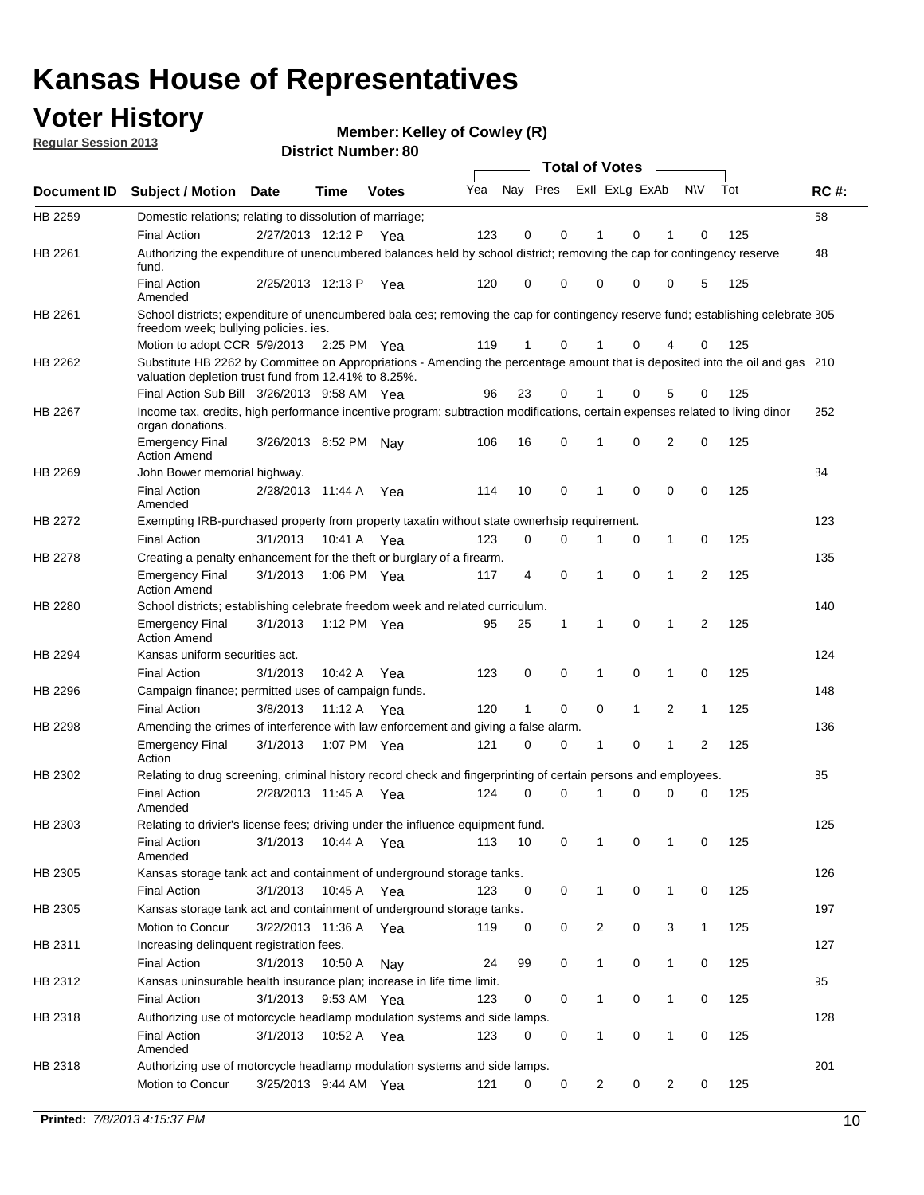# Kansas House of Representatives

## Voter History

**Regular Session 2013**

**Member: Kelley of Cowley (R)**

**District Number: 80**

| Document ID | Subject / Motion | Date | Time | Votes | Yea | Nay | Pres | ExII | ExLg | ExAb | N\V | Tot | RC #: |
|---|---|---|---|---|---|---|---|---|---|---|---|---|---|
| HB 2259 | Domestic relations; relating to dissolution of marriage; | | | | | | | | | | | | 58 |
| | Final Action | 2/27/2013 | 12:12 P | Yea | 123 | 0 | 0 | 1 | 0 | 1 | 0 | 125 | |
| HB 2261 | Authorizing the expenditure of unencumbered balances held by school district; removing the cap for contingency reserve fund. | | | | | | | | | | | | 48 |
| | Final Action Amended | 2/25/2013 | 12:13 P | Yea | 120 | 0 | 0 | 0 | 0 | 0 | 5 | 125 | |
| HB 2261 | School districts; expenditure of unencumbered bala ces; removing the cap for contingency reserve fund; establishing celebrate freedom week; bullying policies. ies. | | | | | | | | | | | | 305 |
| | Motion to adopt CCR | 5/9/2013 | 2:25 PM | Yea | 119 | 1 | 0 | 1 | 0 | 4 | 0 | 125 | |
| HB 2262 | Substitute HB 2262 by Committee on Appropriations - Amending the percentage amount that is deposited into the oil and gas valuation depletion trust fund from 12.41% to 8.25%. | | | | | | | | | | | | 210 |
| | Final Action Sub Bill | 3/26/2013 | 9:58 AM | Yea | 96 | 23 | 0 | 1 | 0 | 5 | 0 | 125 | |
| HB 2267 | Income tax, credits, high performance incentive program; subtraction modifications, certain expenses related to living dinor organ donations. | | | | | | | | | | | | 252 |
| | Emergency Final Action Amend | 3/26/2013 | 8:52 PM | Nay | 106 | 16 | 0 | 1 | 0 | 2 | 0 | 125 | |
| HB 2269 | John Bower memorial highway. | | | | | | | | | | | | 84 |
| | Final Action Amended | 2/28/2013 | 11:44 A | Yea | 114 | 10 | 0 | 1 | 0 | 0 | 0 | 125 | |
| HB 2272 | Exempting IRB-purchased property from property taxatin without state ownerhsip requirement. | | | | | | | | | | | | 123 |
| | Final Action | 3/1/2013 | 10:41 A | Yea | 123 | 0 | 0 | 1 | 0 | 1 | 0 | 125 | |
| HB 2278 | Creating a penalty enhancement for the theft or burglary of a firearm. | | | | | | | | | | | | 135 |
| | Emergency Final Action Amend | 3/1/2013 | 1:06 PM | Yea | 117 | 4 | 0 | 1 | 0 | 1 | 2 | 125 | |
| HB 2280 | School districts; establishing celebrate freedom week and related curriculum. | | | | | | | | | | | | 140 |
| | Emergency Final Action Amend | 3/1/2013 | 1:12 PM | Yea | 95 | 25 | 1 | 1 | 0 | 1 | 2 | 125 | |
| HB 2294 | Kansas uniform securities act. | | | | | | | | | | | | 124 |
| | Final Action | 3/1/2013 | 10:42 A | Yea | 123 | 0 | 0 | 1 | 0 | 1 | 0 | 125 | |
| HB 2296 | Campaign finance; permitted uses of campaign funds. | | | | | | | | | | | | 148 |
| | Final Action | 3/8/2013 | 11:12 A | Yea | 120 | 1 | 0 | 0 | 1 | 2 | 1 | 125 | |
| HB 2298 | Amending the crimes of interference with law enforcement and giving a false alarm. | | | | | | | | | | | | 136 |
| | Emergency Final Action | 3/1/2013 | 1:07 PM | Yea | 121 | 0 | 0 | 1 | 0 | 1 | 2 | 125 | |
| HB 2302 | Relating to drug screening, criminal history record check and fingerprinting of certain persons and employees. | | | | | | | | | | | | 85 |
| | Final Action Amended | 2/28/2013 | 11:45 A | Yea | 124 | 0 | 0 | 1 | 0 | 0 | 0 | 125 | |
| HB 2303 | Relating to drivier's license fees; driving under the influence equipment fund. | | | | | | | | | | | | 125 |
| | Final Action Amended | 3/1/2013 | 10:44 A | Yea | 113 | 10 | 0 | 1 | 0 | 1 | 0 | 125 | |
| HB 2305 | Kansas storage tank act and containment of underground storage tanks. | | | | | | | | | | | | 126 |
| | Final Action | 3/1/2013 | 10:45 A | Yea | 123 | 0 | 0 | 1 | 0 | 1 | 0 | 125 | |
| HB 2305 | Kansas storage tank act and containment of underground storage tanks. | | | | | | | | | | | | 197 |
| | Motion to Concur | 3/22/2013 | 11:36 A | Yea | 119 | 0 | 0 | 2 | 0 | 3 | 1 | 125 | |
| HB 2311 | Increasing delinquent registration fees. | | | | | | | | | | | | 127 |
| | Final Action | 3/1/2013 | 10:50 A | Nay | 24 | 99 | 0 | 1 | 0 | 1 | 0 | 125 | |
| HB 2312 | Kansas uninsurable health insurance plan; increase in life time limit. | | | | | | | | | | | | 95 |
| | Final Action | 3/1/2013 | 9:53 AM | Yea | 123 | 0 | 0 | 1 | 0 | 1 | 0 | 125 | |
| HB 2318 | Authorizing use of motorcycle headlamp modulation systems and side lamps. | | | | | | | | | | | | 128 |
| | Final Action Amended | 3/1/2013 | 10:52 A | Yea | 123 | 0 | 0 | 1 | 0 | 1 | 0 | 125 | |
| HB 2318 | Authorizing use of motorcycle headlamp modulation systems and side lamps. | | | | | | | | | | | | 201 |
| | Motion to Concur | 3/25/2013 | 9:44 AM | Yea | 121 | 0 | 0 | 2 | 0 | 2 | 0 | 125 | |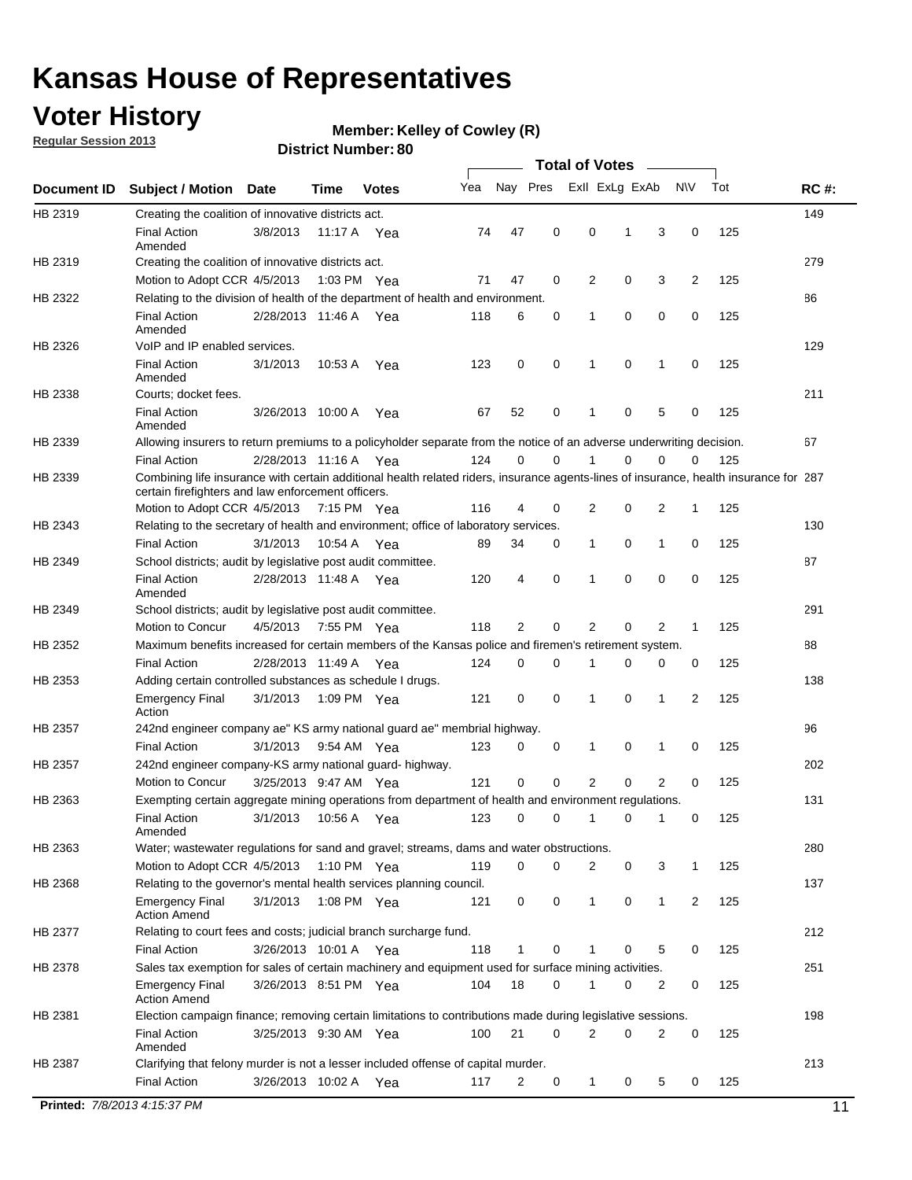# Kansas House of Representatives

## Voter History

**Regular Session 2013**

**Member: Kelley of Cowley (R)**

**District Number: 80**

| Document ID | Subject / Motion | Date | Time | Votes | Yea | Nay | Pres | ExII | ExLg | ExAb | N\V | Tot | RC #: |
|---|---|---|---|---|---|---|---|---|---|---|---|---|---|
| HB 2319 | Creating the coalition of innovative districts act. | | | | | | | | | | | | 149 |
| | Final Action Amended | 3/8/2013 | 11:17 A | Yea | 74 | 47 | 0 | 0 | 1 | 3 | 0 | 125 | |
| HB 2319 | Creating the coalition of innovative districts act. | | | | | | | | | | | | 279 |
| | Motion to Adopt CCR | 4/5/2013 | 1:03 PM | Yea | 71 | 47 | 0 | 2 | 0 | 3 | 2 | 125 | |
| HB 2322 | Relating to the division of health of the department of health and environment. | | | | | | | | | | | | 86 |
| | Final Action Amended | 2/28/2013 | 11:46 A | Yea | 118 | 6 | 0 | 1 | 0 | 0 | 0 | 125 | |
| HB 2326 | VoIP and IP enabled services. | | | | | | | | | | | | 129 |
| | Final Action Amended | 3/1/2013 | 10:53 A | Yea | 123 | 0 | 0 | 1 | 0 | 1 | 0 | 125 | |
| HB 2338 | Courts; docket fees. | | | | | | | | | | | | 211 |
| | Final Action Amended | 3/26/2013 | 10:00 A | Yea | 67 | 52 | 0 | 1 | 0 | 5 | 0 | 125 | |
| HB 2339 | Allowing insurers to return premiums to a policyholder separate from the notice of an adverse underwriting decision. | | | | | | | | | | | | 67 |
| | Final Action | 2/28/2013 | 11:16 A | Yea | 124 | 0 | 0 | 1 | 0 | 0 | 0 | 125 | |
| HB 2339 | Combining life insurance with certain additional health related riders, insurance agents-lines of insurance, health insurance for certain firefighters and law enforcement officers. | | | | | | | | | | | | 287 |
| | Motion to Adopt CCR | 4/5/2013 | 7:15 PM | Yea | 116 | 4 | 0 | 2 | 0 | 2 | 1 | 125 | |
| HB 2343 | Relating to the secretary of health and environment; office of laboratory services. | | | | | | | | | | | | 130 |
| | Final Action | 3/1/2013 | 10:54 A | Yea | 89 | 34 | 0 | 1 | 0 | 1 | 0 | 125 | |
| HB 2349 | School districts; audit by legislative post audit committee. | | | | | | | | | | | | 87 |
| | Final Action Amended | 2/28/2013 | 11:48 A | Yea | 120 | 4 | 0 | 1 | 0 | 0 | 0 | 125 | |
| HB 2349 | School districts; audit by legislative post audit committee. | | | | | | | | | | | | 291 |
| | Motion to Concur | 4/5/2013 | 7:55 PM | Yea | 118 | 2 | 0 | 2 | 0 | 2 | 1 | 125 | |
| HB 2352 | Maximum benefits increased for certain members of the Kansas police and firemen's retirement system. | | | | | | | | | | | | 88 |
| | Final Action | 2/28/2013 | 11:49 A | Yea | 124 | 0 | 0 | 1 | 0 | 0 | 0 | 125 | |
| HB 2353 | Adding certain controlled substances as schedule I drugs. | | | | | | | | | | | | 138 |
| | Emergency Final Action | 3/1/2013 | 1:09 PM | Yea | 121 | 0 | 0 | 1 | 0 | 1 | 2 | 125 | |
| HB 2357 | 242nd engineer company ae" KS army national guard ae" membrial highway. | | | | | | | | | | | | 96 |
| | Final Action | 3/1/2013 | 9:54 AM | Yea | 123 | 0 | 0 | 1 | 0 | 1 | 0 | 125 | |
| HB 2357 | 242nd engineer company-KS army national guard- highway. | | | | | | | | | | | | 202 |
| | Motion to Concur | 3/25/2013 | 9:47 AM | Yea | 121 | 0 | 0 | 2 | 0 | 2 | 0 | 125 | |
| HB 2363 | Exempting certain aggregate mining operations from department of health and environment regulations. | | | | | | | | | | | | 131 |
| | Final Action Amended | 3/1/2013 | 10:56 A | Yea | 123 | 0 | 0 | 1 | 0 | 1 | 0 | 125 | |
| HB 2363 | Water; wastewater regulations for sand and gravel; streams, dams and water obstructions. | | | | | | | | | | | | 280 |
| | Motion to Adopt CCR | 4/5/2013 | 1:10 PM | Yea | 119 | 0 | 0 | 2 | 0 | 3 | 1 | 125 | |
| HB 2368 | Relating to the governor's mental health services planning council. | | | | | | | | | | | | 137 |
| | Emergency Final Action Amend | 3/1/2013 | 1:08 PM | Yea | 121 | 0 | 0 | 1 | 0 | 1 | 2 | 125 | |
| HB 2377 | Relating to court fees and costs; judicial branch surcharge fund. | | | | | | | | | | | | 212 |
| | Final Action | 3/26/2013 | 10:01 A | Yea | 118 | 1 | 0 | 1 | 0 | 5 | 0 | 125 | |
| HB 2378 | Sales tax exemption for sales of certain machinery and equipment used for surface mining activities. | | | | | | | | | | | | 251 |
| | Emergency Final Action Amend | 3/26/2013 | 8:51 PM | Yea | 104 | 18 | 0 | 1 | 0 | 2 | 0 | 125 | |
| HB 2381 | Election campaign finance; removing certain limitations to contributions made during legislative sessions. | | | | | | | | | | | | 198 |
| | Final Action Amended | 3/25/2013 | 9:30 AM | Yea | 100 | 21 | 0 | 2 | 0 | 2 | 0 | 125 | |
| HB 2387 | Clarifying that felony murder is not a lesser included offense of capital murder. | | | | | | | | | | | | 213 |
| | Final Action | 3/26/2013 | 10:02 A | Yea | 117 | 2 | 0 | 1 | 0 | 5 | 0 | 125 | |

**Printed:** *7/8/2013 4:15:37 PM*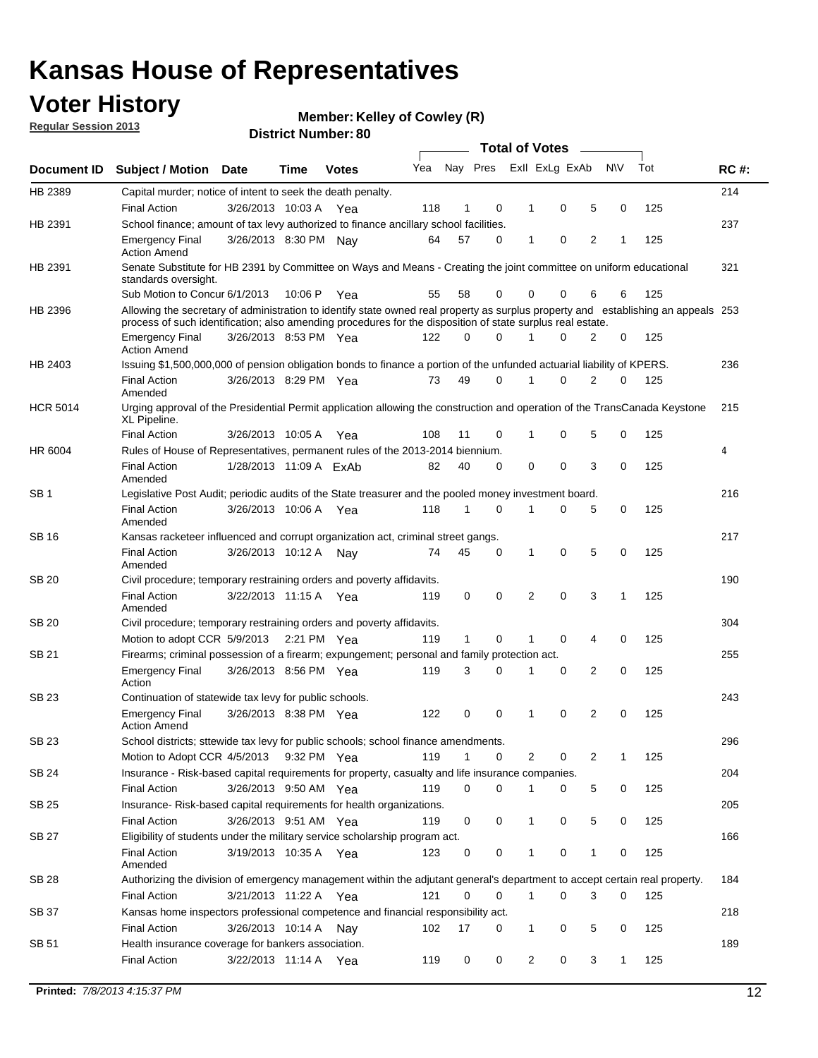# Kansas House of Representatives

## Voter History

**Regular Session 2013**

**Member: Kelley of Cowley (R)**

**District Number: 80**

| Document ID | Subject / Motion | Date | Time | Votes | Yea | Nay | Pres | ExII | ExLg | ExAb | N\V | Tot | RC #: |
|---|---|---|---|---|---|---|---|---|---|---|---|---|---|
| HB 2389 | Capital murder; notice of intent to seek the death penalty. | | | | | | | | | | | | 214 |
| | Final Action | 3/26/2013 | 10:03 A | Yea | 118 | 1 | 0 | 1 | 0 | 5 | 0 | 125 | |
| HB 2391 | School finance; amount of tax levy authorized to finance ancillary school facilities. | | | | | | | | | | | | 237 |
| | Emergency Final Action Amend | 3/26/2013 | 8:30 PM | Nay | 64 | 57 | 0 | 1 | 0 | 2 | 1 | 125 | |
| HB 2391 | Senate Substitute for HB 2391 by Committee on Ways and Means - Creating the joint committee on uniform educational standards oversight. | | | | | | | | | | | | 321 |
| | Sub Motion to Concur | 6/1/2013 | 10:06 P | Yea | 55 | 58 | 0 | 0 | 0 | 6 | 6 | 125 | |
| HB 2396 | Allowing the secretary of administration to identify state owned real property as surplus property and establishing an appeals process of such identification; also amending procedures for the disposition of state surplus real estate. | | | | | | | | | | | | 253 |
| | Emergency Final Action Amend | 3/26/2013 | 8:53 PM | Yea | 122 | 0 | 0 | 1 | 0 | 2 | 0 | 125 | |
| HB 2403 | Issuing $1,500,000,000 of pension obligation bonds to finance a portion of the unfunded actuarial liability of KPERS. | | | | | | | | | | | | 236 |
| | Final Action Amended | 3/26/2013 | 8:29 PM | Yea | 73 | 49 | 0 | 1 | 0 | 2 | 0 | 125 | |
| HCR 5014 | Urging approval of the Presidential Permit application allowing the construction and operation of the TransCanada Keystone XL Pipeline. | | | | | | | | | | | | 215 |
| | Final Action | 3/26/2013 | 10:05 A | Yea | 108 | 11 | 0 | 1 | 0 | 5 | 0 | 125 | |
| HR 6004 | Rules of House of Representatives, permanent rules of the 2013-2014 biennium. | | | | | | | | | | | | 4 |
| | Final Action Amended | 1/28/2013 | 11:09 A | ExAb | 82 | 40 | 0 | 0 | 0 | 3 | 0 | 125 | |
| SB 1 | Legislative Post Audit; periodic audits of the State treasurer and the pooled money investment board. | | | | | | | | | | | | 216 |
| | Final Action Amended | 3/26/2013 | 10:06 A | Yea | 118 | 1 | 0 | 1 | 0 | 5 | 0 | 125 | |
| SB 16 | Kansas racketeer influenced and corrupt organization act, criminal street gangs. | | | | | | | | | | | | 217 |
| | Final Action Amended | 3/26/2013 | 10:12 A | Nay | 74 | 45 | 0 | 1 | 0 | 5 | 0 | 125 | |
| SB 20 | Civil procedure; temporary restraining orders and poverty affidavits. | | | | | | | | | | | | 190 |
| | Final Action Amended | 3/22/2013 | 11:15 A | Yea | 119 | 0 | 0 | 2 | 0 | 3 | 1 | 125 | |
| SB 20 | Civil procedure; temporary restraining orders and poverty affidavits. | | | | | | | | | | | | 304 |
| | Motion to adopt CCR | 5/9/2013 | 2:21 PM | Yea | 119 | 1 | 0 | 1 | 0 | 4 | 0 | 125 | |
| SB 21 | Firearms; criminal possession of a firearm; expungement; personal and family protection act. | | | | | | | | | | | | 255 |
| | Emergency Final Action | 3/26/2013 | 8:56 PM | Yea | 119 | 3 | 0 | 1 | 0 | 2 | 0 | 125 | |
| SB 23 | Continuation of statewide tax levy for public schools. | | | | | | | | | | | | 243 |
| | Emergency Final Action Amend | 3/26/2013 | 8:38 PM | Yea | 122 | 0 | 0 | 1 | 0 | 2 | 0 | 125 | |
| SB 23 | School districts; sttewide tax levy for public schools; school finance amendments. | | | | | | | | | | | | 296 |
| | Motion to Adopt CCR | 4/5/2013 | 9:32 PM | Yea | 119 | 1 | 0 | 2 | 0 | 2 | 1 | 125 | |
| SB 24 | Insurance - Risk-based capital requirements for property, casualty and life insurance companies. | | | | | | | | | | | | 204 |
| | Final Action | 3/26/2013 | 9:50 AM | Yea | 119 | 0 | 0 | 1 | 0 | 5 | 0 | 125 | |
| SB 25 | Insurance- Risk-based capital requirements for health organizations. | | | | | | | | | | | | 205 |
| | Final Action | 3/26/2013 | 9:51 AM | Yea | 119 | 0 | 0 | 1 | 0 | 5 | 0 | 125 | |
| SB 27 | Eligibility of students under the military service scholarship program act. | | | | | | | | | | | | 166 |
| | Final Action Amended | 3/19/2013 | 10:35 A | Yea | 123 | 0 | 0 | 1 | 0 | 1 | 0 | 125 | |
| SB 28 | Authorizing the division of emergency management within the adjutant general's department to accept certain real property. | | | | | | | | | | | | 184 |
| | Final Action | 3/21/2013 | 11:22 A | Yea | 121 | 0 | 0 | 1 | 0 | 3 | 0 | 125 | |
| SB 37 | Kansas home inspectors professional competence and financial responsibility act. | | | | | | | | | | | | 218 |
| | Final Action | 3/26/2013 | 10:14 A | Nay | 102 | 17 | 0 | 1 | 0 | 5 | 0 | 125 | |
| SB 51 | Health insurance coverage for bankers association. | | | | | | | | | | | | 189 |
| | Final Action | 3/22/2013 | 11:14 A | Yea | 119 | 0 | 0 | 2 | 0 | 3 | 1 | 125 | |

**Printed:** *7/8/2013 4:15:37 PM*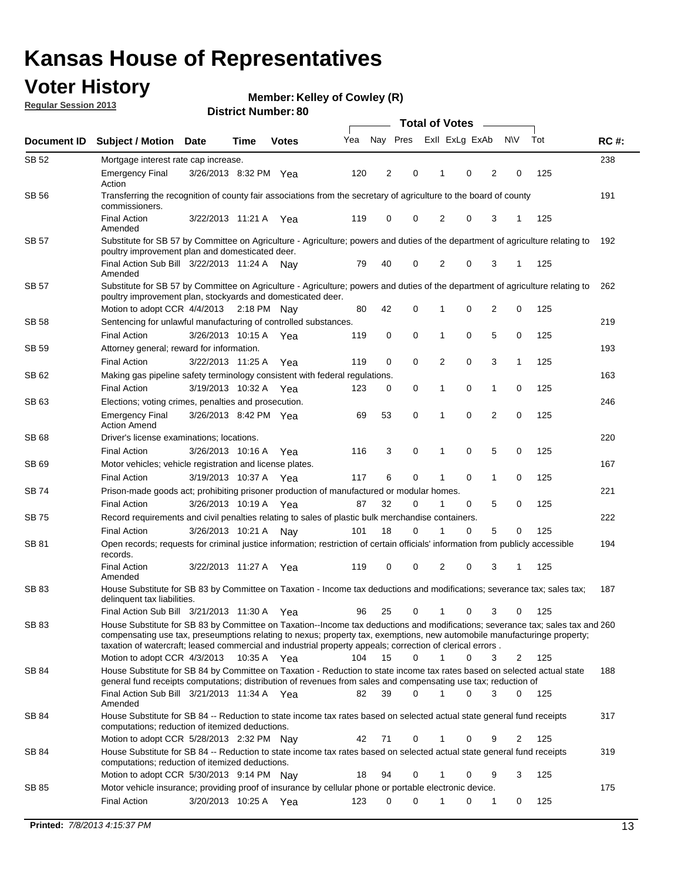# Kansas House of Representatives

## Voter History

**Regular Session 2013**

**Member: Kelley of Cowley (R)**

**District Number: 80**

| Document ID | Subject / Motion | Date | Time | Votes | Yea | Nay | Pres | ExII | ExLg | ExAb | N\V | Tot | RC #: |
|---|---|---|---|---|---|---|---|---|---|---|---|---|---|
| SB 52 | Mortgage interest rate cap increase. | | | | | | | | | | | | 238 |
| | Emergency Final Action | 3/26/2013 | 8:32 PM | Yea | 120 | 2 | 0 | 1 | 0 | 2 | 0 | 125 | |
| SB 56 | Transferring the recognition of county fair associations from the secretary of agriculture to the board of county commissioners. | | | | | | | | | | | | 191 |
| | Final Action Amended | 3/22/2013 | 11:21 A | Yea | 119 | 0 | 0 | 2 | 0 | 3 | 1 | 125 | |
| SB 57 | Substitute for SB 57 by Committee on Agriculture - Agriculture; powers and duties of the department of agriculture relating to poultry improvement plan and domesticated deer. | | | | | | | | | | | | 192 |
| | Final Action Sub Bill Amended | 3/22/2013 | 11:24 A | Nay | 79 | 40 | 0 | 2 | 0 | 3 | 1 | 125 | |
| SB 57 | Substitute for SB 57 by Committee on Agriculture - Agriculture; powers and duties of the department of agriculture relating to poultry improvement plan, stockyards and domesticated deer. | | | | | | | | | | | | 262 |
| | Motion to adopt CCR | 4/4/2013 | 2:18 PM | Nay | 80 | 42 | 0 | 1 | 0 | 2 | 0 | 125 | |
| SB 58 | Sentencing for unlawful manufacturing of controlled substances. | | | | | | | | | | | | 219 |
| | Final Action | 3/26/2013 | 10:15 A | Yea | 119 | 0 | 0 | 1 | 0 | 5 | 0 | 125 | |
| SB 59 | Attorney general; reward for information. | | | | | | | | | | | | 193 |
| | Final Action | 3/22/2013 | 11:25 A | Yea | 119 | 0 | 0 | 2 | 0 | 3 | 1 | 125 | |
| SB 62 | Making gas pipeline safety terminology consistent with federal regulations. | | | | | | | | | | | | 163 |
| | Final Action | 3/19/2013 | 10:32 A | Yea | 123 | 0 | 0 | 1 | 0 | 1 | 0 | 125 | |
| SB 63 | Elections; voting crimes, penalties and prosecution. | | | | | | | | | | | | 246 |
| | Emergency Final Action Amend | 3/26/2013 | 8:42 PM | Yea | 69 | 53 | 0 | 1 | 0 | 2 | 0 | 125 | |
| SB 68 | Driver's license examinations; locations. | | | | | | | | | | | | 220 |
| | Final Action | 3/26/2013 | 10:16 A | Yea | 116 | 3 | 0 | 1 | 0 | 5 | 0 | 125 | |
| SB 69 | Motor vehicles; vehicle registration and license plates. | | | | | | | | | | | | 167 |
| | Final Action | 3/19/2013 | 10:37 A | Yea | 117 | 6 | 0 | 1 | 0 | 1 | 0 | 125 | |
| SB 74 | Prison-made goods act; prohibiting prisoner production of manufactured or modular homes. | | | | | | | | | | | | 221 |
| | Final Action | 3/26/2013 | 10:19 A | Yea | 87 | 32 | 0 | 1 | 0 | 5 | 0 | 125 | |
| SB 75 | Record requirements and civil penalties relating to sales of plastic bulk merchandise containers. | | | | | | | | | | | | 222 |
| | Final Action | 3/26/2013 | 10:21 A | Nay | 101 | 18 | 0 | 1 | 0 | 5 | 0 | 125 | |
| SB 81 | Open records; requests for criminal justice information; restriction of certain officials' information from publicly accessible records. | | | | | | | | | | | | 194 |
| | Final Action Amended | 3/22/2013 | 11:27 A | Yea | 119 | 0 | 0 | 2 | 0 | 3 | 1 | 125 | |
| SB 83 | House Substitute for SB 83 by Committee on Taxation - Income tax deductions and modifications; severance tax; sales tax; delinquent tax liabilities. | | | | | | | | | | | | 187 |
| | Final Action Sub Bill | 3/21/2013 | 11:30 A | Yea | 96 | 25 | 0 | 1 | 0 | 3 | 0 | 125 | |
| SB 83 | House Substitute for SB 83 by Committee on Taxation--Income tax deductions and modifications; severance tax; sales tax and compensating use tax, preseumptions relating to nexus; property tax, exemptions, new automobile manufacturinge property; taxation of watercraft; leased commercial and industrial property appeals; correction of clerical errors . | | | | | | | | | | | | 260 |
| | Motion to adopt CCR | 4/3/2013 | 10:35 A | Yea | 104 | 15 | 0 | 1 | 0 | 3 | 2 | 125 | |
| SB 84 | House Substitute for SB 84 by Committee on Taxation - Reduction to state income tax rates based on selected actual state general fund receipts computations; distribution of revenues from sales and compensating use tax; reduction of | | | | | | | | | | | | 188 |
| | Final Action Sub Bill Amended | 3/21/2013 | 11:34 A | Yea | 82 | 39 | 0 | 1 | 0 | 3 | 0 | 125 | |
| SB 84 | House Substitute for SB 84 -- Reduction to state income tax rates based on selected actual state general fund receipts computations; reduction of itemized deductions. | | | | | | | | | | | | 317 |
| | Motion to adopt CCR | 5/28/2013 | 2:32 PM | Nay | 42 | 71 | 0 | 1 | 0 | 9 | 2 | 125 | |
| SB 84 | House Substitute for SB 84 -- Reduction to state income tax rates based on selected actual state general fund receipts computations; reduction of itemized deductions. | | | | | | | | | | | | 319 |
| | Motion to adopt CCR | 5/30/2013 | 9:14 PM | Nay | 18 | 94 | 0 | 1 | 0 | 9 | 3 | 125 | |
| SB 85 | Motor vehicle insurance; providing proof of insurance by cellular phone or portable electronic device. | | | | | | | | | | | | 175 |
| | Final Action | 3/20/2013 | 10:25 A | Yea | 123 | 0 | 0 | 1 | 0 | 1 | 0 | 125 | |

**Printed:** *7/8/2013 4:15:37 PM*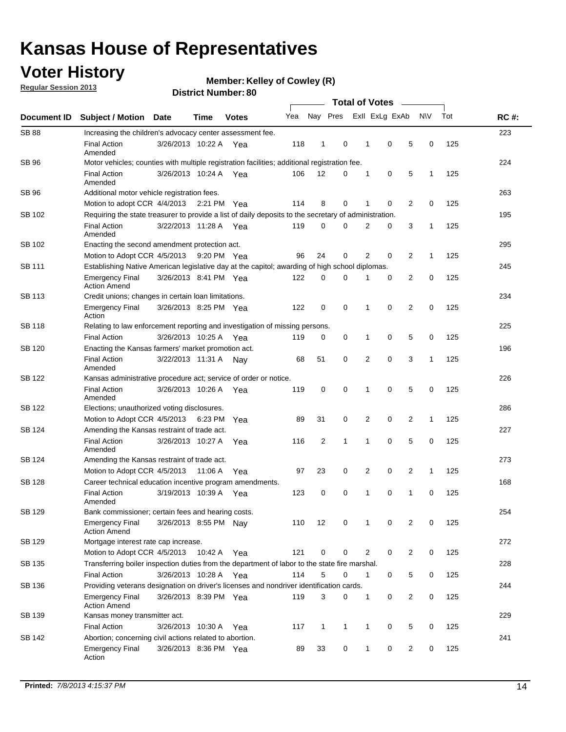# Kansas House of Representatives

## Voter History

**Regular Session 2013**

**Member: Kelley of Cowley (R)**

**District Number: 80**

| Document ID | Subject / Motion | Date | Time | Votes | Yea | Nay | Pres | ExII | ExLg | ExAb | N\V | Tot | RC #: |
|---|---|---|---|---|---|---|---|---|---|---|---|---|---|
| SB 88 | Increasing the children's advocacy center assessment fee. | | | | | | | | | | | | 223 |
| | Final Action Amended | 3/26/2013 | 10:22 A | Yea | 118 | 1 | 0 | 1 | 0 | 5 | 0 | 125 | |
| SB 96 | Motor vehicles; counties with multiple registration facilities; additional registration fee. | | | | | | | | | | | | 224 |
| | Final Action Amended | 3/26/2013 | 10:24 A | Yea | 106 | 12 | 0 | 1 | 0 | 5 | 1 | 125 | |
| SB 96 | Additional motor vehicle registration fees. | | | | | | | | | | | | 263 |
| | Motion to adopt CCR | 4/4/2013 | 2:21 PM | Yea | 114 | 8 | 0 | 1 | 0 | 2 | 0 | 125 | |
| SB 102 | Requiring the state treasurer to provide a list of daily deposits to the secretary of administration. | | | | | | | | | | | | 195 |
| | Final Action Amended | 3/22/2013 | 11:28 A | Yea | 119 | 0 | 0 | 2 | 0 | 3 | 1 | 125 | |
| SB 102 | Enacting the second amendment protection act. | | | | | | | | | | | | 295 |
| | Motion to Adopt CCR | 4/5/2013 | 9:20 PM | Yea | 96 | 24 | 0 | 2 | 0 | 2 | 1 | 125 | |
| SB 111 | Establishing Native American legislative day at the capitol; awarding of high school diplomas. | | | | | | | | | | | | 245 |
| | Emergency Final Action Amend | 3/26/2013 | 8:41 PM | Yea | 122 | 0 | 0 | 1 | 0 | 2 | 0 | 125 | |
| SB 113 | Credit unions; changes in certain loan limitations. | | | | | | | | | | | | 234 |
| | Emergency Final Action | 3/26/2013 | 8:25 PM | Yea | 122 | 0 | 0 | 1 | 0 | 2 | 0 | 125 | |
| SB 118 | Relating to law enforcement reporting and investigation of missing persons. | | | | | | | | | | | | 225 |
| | Final Action | 3/26/2013 | 10:25 A | Yea | 119 | 0 | 0 | 1 | 0 | 5 | 0 | 125 | |
| SB 120 | Enacting the Kansas farmers' market promotion act. | | | | | | | | | | | | 196 |
| | Final Action Amended | 3/22/2013 | 11:31 A | Nay | 68 | 51 | 0 | 2 | 0 | 3 | 1 | 125 | |
| SB 122 | Kansas administrative procedure act; service of order or notice. | | | | | | | | | | | | 226 |
| | Final Action Amended | 3/26/2013 | 10:26 A | Yea | 119 | 0 | 0 | 1 | 0 | 5 | 0 | 125 | |
| SB 122 | Elections; unauthorized voting disclosures. | | | | | | | | | | | | 286 |
| | Motion to Adopt CCR | 4/5/2013 | 6:23 PM | Yea | 89 | 31 | 0 | 2 | 0 | 2 | 1 | 125 | |
| SB 124 | Amending the Kansas restraint of trade act. | | | | | | | | | | | | 227 |
| | Final Action Amended | 3/26/2013 | 10:27 A | Yea | 116 | 2 | 1 | 1 | 0 | 5 | 0 | 125 | |
| SB 124 | Amending the Kansas restraint of trade act. | | | | | | | | | | | | 273 |
| | Motion to Adopt CCR | 4/5/2013 | 11:06 A | Yea | 97 | 23 | 0 | 2 | 0 | 2 | 1 | 125 | |
| SB 128 | Career technical education incentive program amendments. | | | | | | | | | | | | 168 |
| | Final Action Amended | 3/19/2013 | 10:39 A | Yea | 123 | 0 | 0 | 1 | 0 | 1 | 0 | 125 | |
| SB 129 | Bank commissioner; certain fees and hearing costs. | | | | | | | | | | | | 254 |
| | Emergency Final Action Amend | 3/26/2013 | 8:55 PM | Nay | 110 | 12 | 0 | 1 | 0 | 2 | 0 | 125 | |
| SB 129 | Mortgage interest rate cap increase. | | | | | | | | | | | | 272 |
| | Motion to Adopt CCR | 4/5/2013 | 10:42 A | Yea | 121 | 0 | 0 | 2 | 0 | 2 | 0 | 125 | |
| SB 135 | Transferring boiler inspection duties from the department of labor to the state fire marshal. | | | | | | | | | | | | 228 |
| | Final Action | 3/26/2013 | 10:28 A | Yea | 114 | 5 | 0 | 1 | 0 | 5 | 0 | 125 | |
| SB 136 | Providing veterans designation on driver's licenses and nondriver identification cards. | | | | | | | | | | | | 244 |
| | Emergency Final Action Amend | 3/26/2013 | 8:39 PM | Yea | 119 | 3 | 0 | 1 | 0 | 2 | 0 | 125 | |
| SB 139 | Kansas money transmitter act. | | | | | | | | | | | | 229 |
| | Final Action | 3/26/2013 | 10:30 A | Yea | 117 | 1 | 1 | 1 | 0 | 5 | 0 | 125 | |
| SB 142 | Abortion; concerning civil actions related to abortion. | | | | | | | | | | | | 241 |
| | Emergency Final Action | 3/26/2013 | 8:36 PM | Yea | 89 | 33 | 0 | 1 | 0 | 2 | 0 | 125 | |

**Printed:** 7/8/2013 4:15:37 PM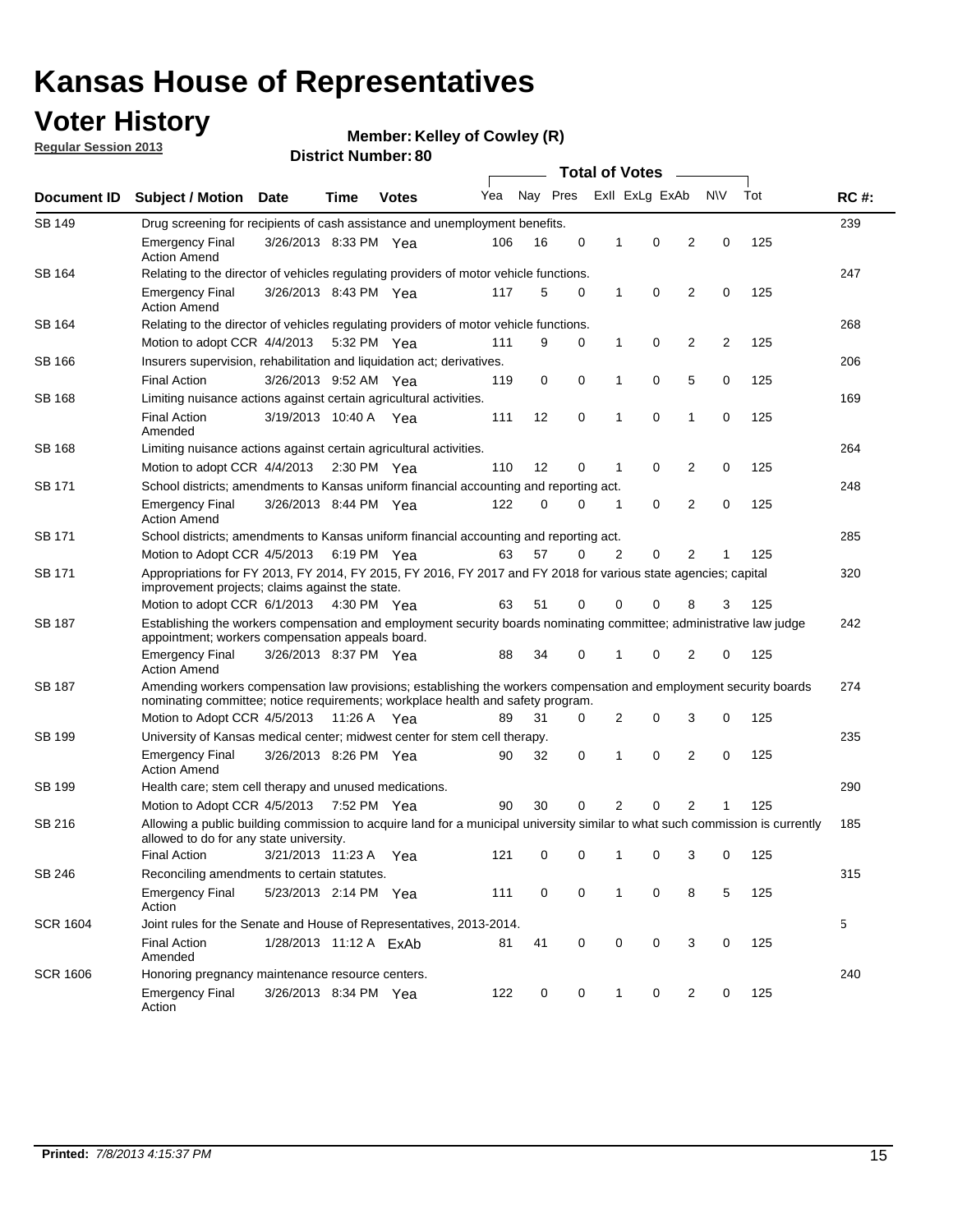# Kansas House of Representatives

## Voter History

**Regular Session 2013**

**Member: Kelley of Cowley (R)**

**District Number: 80**

| Document ID | Subject / Motion | Date | Time | Votes | Yea | Nay | Pres | ExII | ExLg | ExAb | N\V | Tot | RC #: |
|---|---|---|---|---|---|---|---|---|---|---|---|---|---|
| SB 149 | Drug screening for recipients of cash assistance and unemployment benefits. | | | | | | | | | | | | 239 |
| | Emergency Final Action Amend | 3/26/2013 | 8:33 PM | Yea | 106 | 16 | 0 | 1 | 0 | 2 | 0 | 125 | |
| SB 164 | Relating to the director of vehicles regulating providers of motor vehicle functions. | | | | | | | | | | | | 247 |
| | Emergency Final Action Amend | 3/26/2013 | 8:43 PM | Yea | 117 | 5 | 0 | 1 | 0 | 2 | 0 | 125 | |
| SB 164 | Relating to the director of vehicles regulating providers of motor vehicle functions. | | | | | | | | | | | | 268 |
| | Motion to adopt CCR | 4/4/2013 | 5:32 PM | Yea | 111 | 9 | 0 | 1 | 0 | 2 | 2 | 125 | |
| SB 166 | Insurers supervision, rehabilitation and liquidation act; derivatives. | | | | | | | | | | | | 206 |
| | Final Action | 3/26/2013 | 9:52 AM | Yea | 119 | 0 | 0 | 1 | 0 | 5 | 0 | 125 | |
| SB 168 | Limiting nuisance actions against certain agricultural activities. | | | | | | | | | | | | 169 |
| | Final Action Amended | 3/19/2013 | 10:40 A | Yea | 111 | 12 | 0 | 1 | 0 | 1 | 0 | 125 | |
| SB 168 | Limiting nuisance actions against certain agricultural activities. | | | | | | | | | | | | 264 |
| | Motion to adopt CCR | 4/4/2013 | 2:30 PM | Yea | 110 | 12 | 0 | 1 | 0 | 2 | 0 | 125 | |
| SB 171 | School districts; amendments to Kansas uniform financial accounting and reporting act. | | | | | | | | | | | | 248 |
| | Emergency Final Action Amend | 3/26/2013 | 8:44 PM | Yea | 122 | 0 | 0 | 1 | 0 | 2 | 0 | 125 | |
| SB 171 | School districts; amendments to Kansas uniform financial accounting and reporting act. | | | | | | | | | | | | 285 |
| | Motion to Adopt CCR | 4/5/2013 | 6:19 PM | Yea | 63 | 57 | 0 | 2 | 0 | 2 | 1 | 125 | |
| SB 171 | Appropriations for FY 2013, FY 2014, FY 2015, FY 2016, FY 2017 and FY 2018 for various state agencies; capital improvement projects; claims against the state. | | | | | | | | | | | | 320 |
| | Motion to adopt CCR | 6/1/2013 | 4:30 PM | Yea | 63 | 51 | 0 | 0 | 0 | 8 | 3 | 125 | |
| SB 187 | Establishing the workers compensation and employment security boards nominating committee; administrative law judge appointment; workers compensation appeals board. | | | | | | | | | | | | 242 |
| | Emergency Final Action Amend | 3/26/2013 | 8:37 PM | Yea | 88 | 34 | 0 | 1 | 0 | 2 | 0 | 125 | |
| SB 187 | Amending workers compensation law provisions; establishing the workers compensation and employment security boards nominating committee; notice requirements; workplace health and safety program. | | | | | | | | | | | | 274 |
| | Motion to Adopt CCR | 4/5/2013 | 11:26 A | Yea | 89 | 31 | 0 | 2 | 0 | 3 | 0 | 125 | |
| SB 199 | University of Kansas medical center; midwest center for stem cell therapy. | | | | | | | | | | | | 235 |
| | Emergency Final Action Amend | 3/26/2013 | 8:26 PM | Yea | 90 | 32 | 0 | 1 | 0 | 2 | 0 | 125 | |
| SB 199 | Health care; stem cell therapy and unused medications. | | | | | | | | | | | | 290 |
| | Motion to Adopt CCR | 4/5/2013 | 7:52 PM | Yea | 90 | 30 | 0 | 2 | 0 | 2 | 1 | 125 | |
| SB 216 | Allowing a public building commission to acquire land for a municipal university similar to what such commission is currently allowed to do for any state university. | | | | | | | | | | | | 185 |
| | Final Action | 3/21/2013 | 11:23 A | Yea | 121 | 0 | 0 | 1 | 0 | 3 | 0 | 125 | |
| SB 246 | Reconciling amendments to certain statutes. | | | | | | | | | | | | 315 |
| | Emergency Final Action | 5/23/2013 | 2:14 PM | Yea | 111 | 0 | 0 | 1 | 0 | 8 | 5 | 125 | |
| SCR 1604 | Joint rules for the Senate and House of Representatives, 2013-2014. | | | | | | | | | | | | 5 |
| | Final Action Amended | 1/28/2013 | 11:12 A | ExAb | 81 | 41 | 0 | 0 | 0 | 3 | 0 | 125 | |
| SCR 1606 | Honoring pregnancy maintenance resource centers. | | | | | | | | | | | | 240 |
| | Emergency Final Action | 3/26/2013 | 8:34 PM | Yea | 122 | 0 | 0 | 1 | 0 | 2 | 0 | 125 | |

**Printed:** *7/8/2013 4:15:37 PM*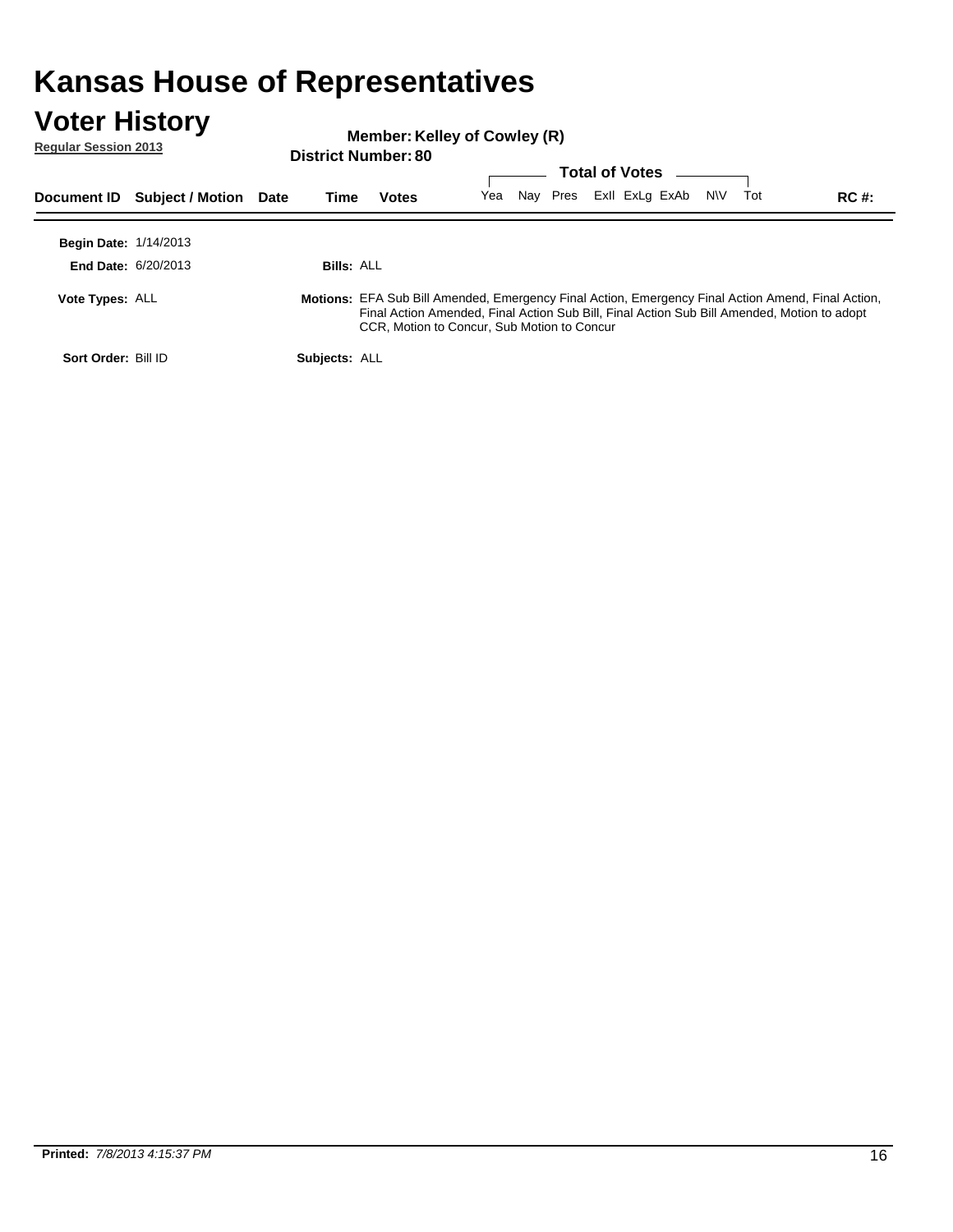# Kansas House of Representatives

## Voter History

**Regular Session 2013**

**Member: Kelley of Cowley (R)**

**District Number: 80**

| Document ID | Subject / Motion | Date | Time | Votes | Yea | Nay | Pres | ExIl | ExLg | ExAb | N\V | Tot | RC #: |
|---|---|---|---|---|---|---|---|---|---|---|---|---|---|

**Begin Date:** 1/14/2013

**End Date:** 6/20/2013

**Bills:** ALL

**Vote Types:** ALL

**Motions:** EFA Sub Bill Amended, Emergency Final Action, Emergency Final Action Amend, Final Action, Final Action Amended, Final Action Sub Bill, Final Action Sub Bill Amended, Motion to adopt CCR, Motion to Concur, Sub Motion to Concur

**Sort Order:** Bill ID

**Subjects:** ALL

**Printed:** *7/8/2013 4:15:37 PM*